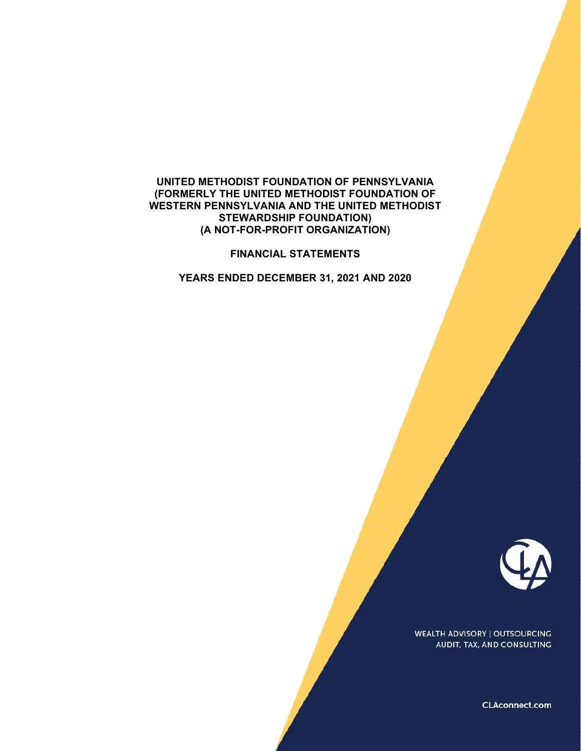# UNITED METHODIST FOUNDATION OF PENNSYLVANIA (FORMERLY THE UNITED METHODIST FOUNDATION OF WESTERN PENNSYLVANIA AND THE UNITED METHODIST STEWARDSHIP FOUNDATION) (A NOT-FOR-PROFIT ORGANIZATION)

## FINANCIAL STATEMENTS

## YEARS ENDED DECEMBER 31, 2021 AND 2020

WEALTH ADVISORY | OUTSOURCING
AUDIT, TAX, AND CONSULTING

CLAconnect.com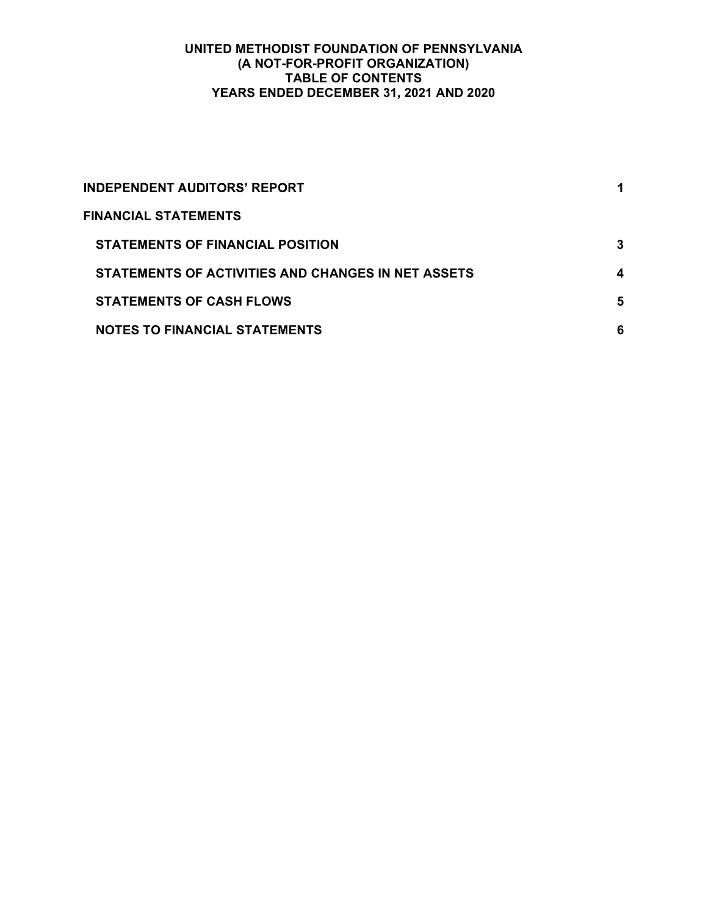# UNITED METHODIST FOUNDATION OF PENNSYLVANIA
## (A NOT-FOR-PROFIT ORGANIZATION)
## TABLE OF CONTENTS
## YEARS ENDED DECEMBER 31, 2021 AND 2020

| | |
|---|---|
| **INDEPENDENT AUDITORS' REPORT** | **1** |
| **FINANCIAL STATEMENTS** | |
| **STATEMENTS OF FINANCIAL POSITION** | **3** |
| **STATEMENTS OF ACTIVITIES AND CHANGES IN NET ASSETS** | **4** |
| **STATEMENTS OF CASH FLOWS** | **5** |
| **NOTES TO FINANCIAL STATEMENTS** | **6** |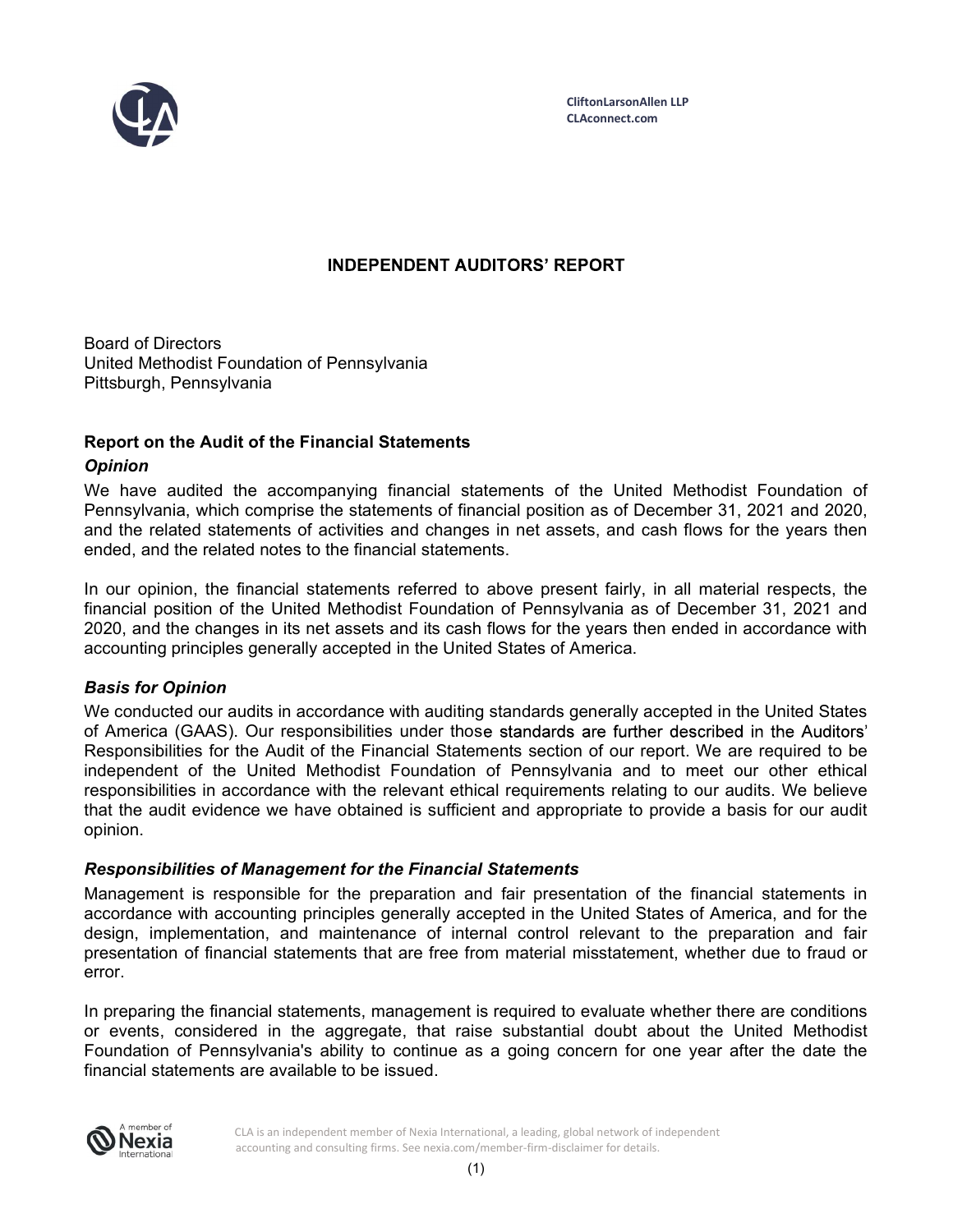CliftonLarsonAllen LLP
CLAconnect.com

# INDEPENDENT AUDITORS' REPORT

Board of Directors
United Methodist Foundation of Pennsylvania
Pittsburgh, Pennsylvania

## Report on the Audit of the Financial Statements

### *Opinion*

We have audited the accompanying financial statements of the United Methodist Foundation of Pennsylvania, which comprise the statements of financial position as of December 31, 2021 and 2020, and the related statements of activities and changes in net assets, and cash flows for the years then ended, and the related notes to the financial statements.

In our opinion, the financial statements referred to above present fairly, in all material respects, the financial position of the United Methodist Foundation of Pennsylvania as of December 31, 2021 and 2020, and the changes in its net assets and its cash flows for the years then ended in accordance with accounting principles generally accepted in the United States of America.

### *Basis for Opinion*

We conducted our audits in accordance with auditing standards generally accepted in the United States of America (GAAS). Our responsibilities under those standards are further described in the Auditors' Responsibilities for the Audit of the Financial Statements section of our report. We are required to be independent of the United Methodist Foundation of Pennsylvania and to meet our other ethical responsibilities in accordance with the relevant ethical requirements relating to our audits. We believe that the audit evidence we have obtained is sufficient and appropriate to provide a basis for our audit opinion.

### *Responsibilities of Management for the Financial Statements*

Management is responsible for the preparation and fair presentation of the financial statements in accordance with accounting principles generally accepted in the United States of America, and for the design, implementation, and maintenance of internal control relevant to the preparation and fair presentation of financial statements that are free from material misstatement, whether due to fraud or error.

In preparing the financial statements, management is required to evaluate whether there are conditions or events, considered in the aggregate, that raise substantial doubt about the United Methodist Foundation of Pennsylvania's ability to continue as a going concern for one year after the date the financial statements are available to be issued.

CLA is an independent member of Nexia International, a leading, global network of independent accounting and consulting firms. See nexia.com/member-firm-disclaimer for details.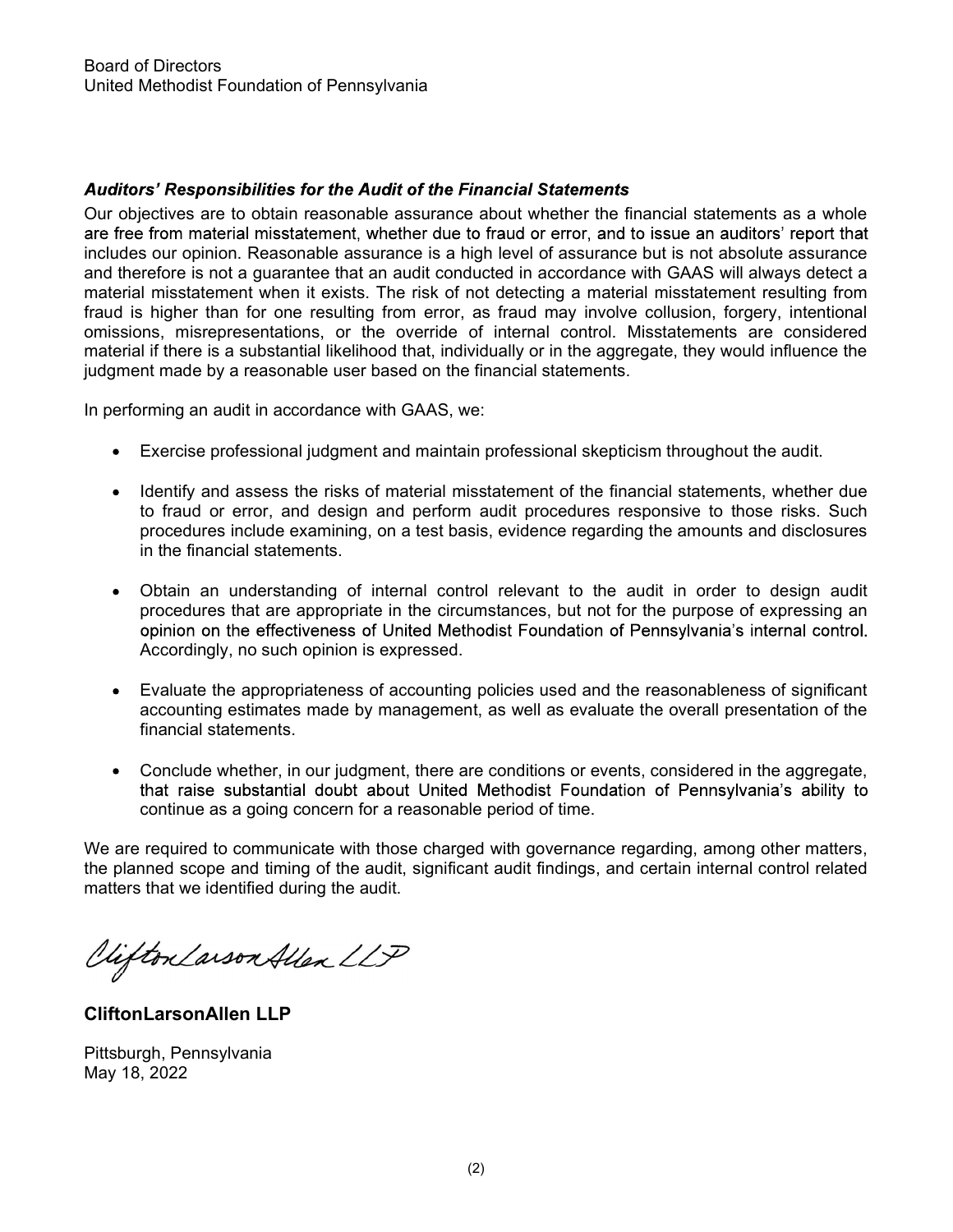Board of Directors
United Methodist Foundation of Pennsylvania

***Auditors' Responsibilities for the Audit of the Financial Statements***

Our objectives are to obtain reasonable assurance about whether the financial statements as a whole are free from material misstatement, whether due to fraud or error, and to issue an auditors' report that includes our opinion. Reasonable assurance is a high level of assurance but is not absolute assurance and therefore is not a guarantee that an audit conducted in accordance with GAAS will always detect a material misstatement when it exists. The risk of not detecting a material misstatement resulting from fraud is higher than for one resulting from error, as fraud may involve collusion, forgery, intentional omissions, misrepresentations, or the override of internal control. Misstatements are considered material if there is a substantial likelihood that, individually or in the aggregate, they would influence the judgment made by a reasonable user based on the financial statements.

In performing an audit in accordance with GAAS, we:

- Exercise professional judgment and maintain professional skepticism throughout the audit.
- Identify and assess the risks of material misstatement of the financial statements, whether due to fraud or error, and design and perform audit procedures responsive to those risks. Such procedures include examining, on a test basis, evidence regarding the amounts and disclosures in the financial statements.
- Obtain an understanding of internal control relevant to the audit in order to design audit procedures that are appropriate in the circumstances, but not for the purpose of expressing an opinion on the effectiveness of United Methodist Foundation of Pennsylvania's internal control. Accordingly, no such opinion is expressed.
- Evaluate the appropriateness of accounting policies used and the reasonableness of significant accounting estimates made by management, as well as evaluate the overall presentation of the financial statements.
- Conclude whether, in our judgment, there are conditions or events, considered in the aggregate, that raise substantial doubt about United Methodist Foundation of Pennsylvania's ability to continue as a going concern for a reasonable period of time.

We are required to communicate with those charged with governance regarding, among other matters, the planned scope and timing of the audit, significant audit findings, and certain internal control related matters that we identified during the audit.

CliftonLarsonAllen LLP

**CliftonLarsonAllen LLP**

Pittsburgh, Pennsylvania
May 18, 2022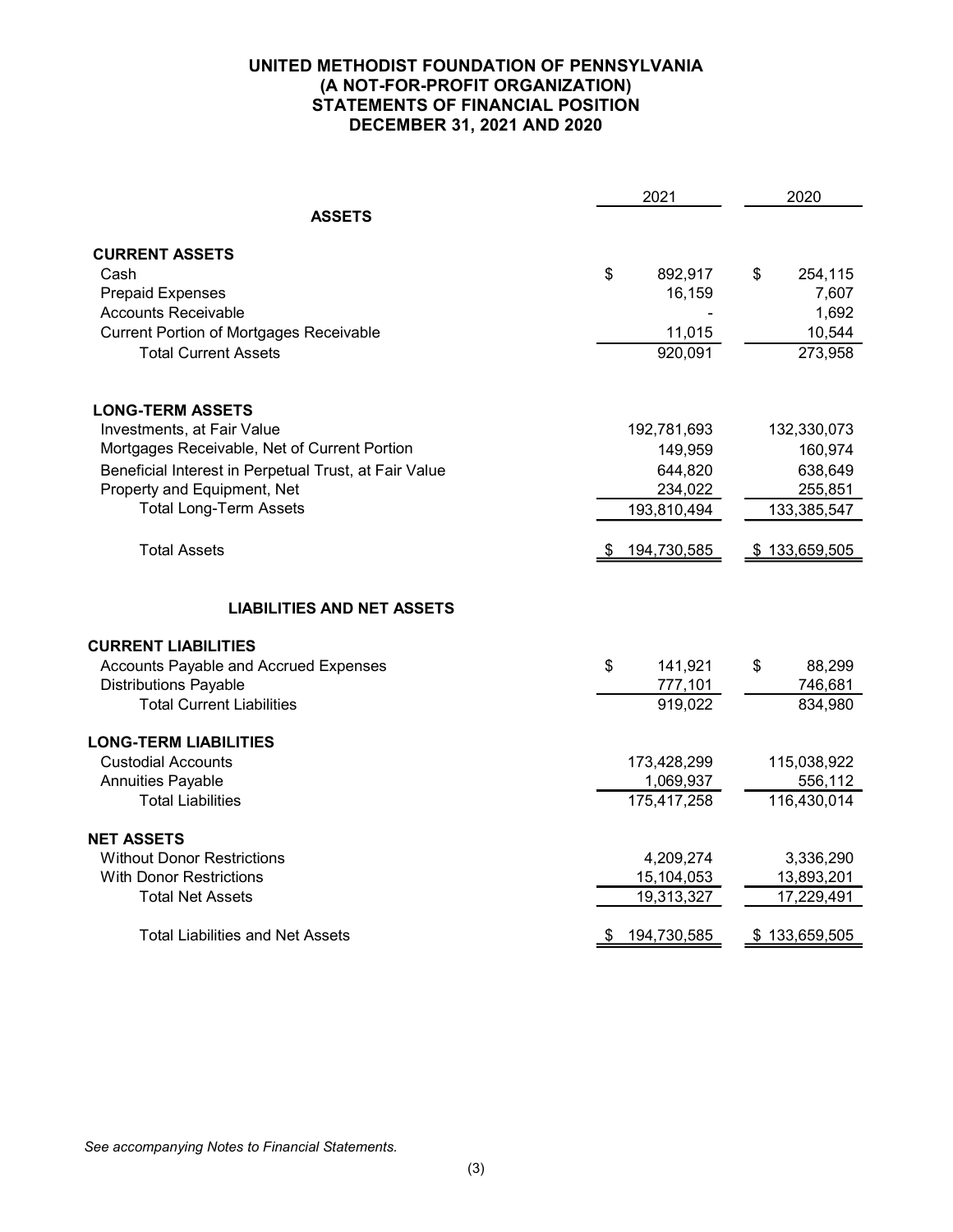# UNITED METHODIST FOUNDATION OF PENNSYLVANIA
## (A NOT-FOR-PROFIT ORGANIZATION)
## STATEMENTS OF FINANCIAL POSITION
## DECEMBER 31, 2021 AND 2020

| | 2021 | 2020 |
|---|---|---|
| **ASSETS** | | |
| **CURRENT ASSETS** | | |
| Cash | $ 892,917 | $ 254,115 |
| Prepaid Expenses | 16,159 | 7,607 |
| Accounts Receivable | - | 1,692 |
| Current Portion of Mortgages Receivable | 11,015 | 10,544 |
| Total Current Assets | 920,091 | 273,958 |
| **LONG-TERM ASSETS** | | |
| Investments, at Fair Value | 192,781,693 | 132,330,073 |
| Mortgages Receivable, Net of Current Portion | 149,959 | 160,974 |
| Beneficial Interest in Perpetual Trust, at Fair Value | 644,820 | 638,649 |
| Property and Equipment, Net | 234,022 | 255,851 |
| Total Long-Term Assets | 193,810,494 | 133,385,547 |
| Total Assets | $ 194,730,585 | $ 133,659,505 |
| **LIABILITIES AND NET ASSETS** | | |
| **CURRENT LIABILITIES** | | |
| Accounts Payable and Accrued Expenses | $ 141,921 | $ 88,299 |
| Distributions Payable | 777,101 | 746,681 |
| Total Current Liabilities | 919,022 | 834,980 |
| **LONG-TERM LIABILITIES** | | |
| Custodial Accounts | 173,428,299 | 115,038,922 |
| Annuities Payable | 1,069,937 | 556,112 |
| Total Liabilities | 175,417,258 | 116,430,014 |
| **NET ASSETS** | | |
| Without Donor Restrictions | 4,209,274 | 3,336,290 |
| With Donor Restrictions | 15,104,053 | 13,893,201 |
| Total Net Assets | 19,313,327 | 17,229,491 |
| Total Liabilities and Net Assets | $ 194,730,585 | $ 133,659,505 |

*See accompanying Notes to Financial Statements.*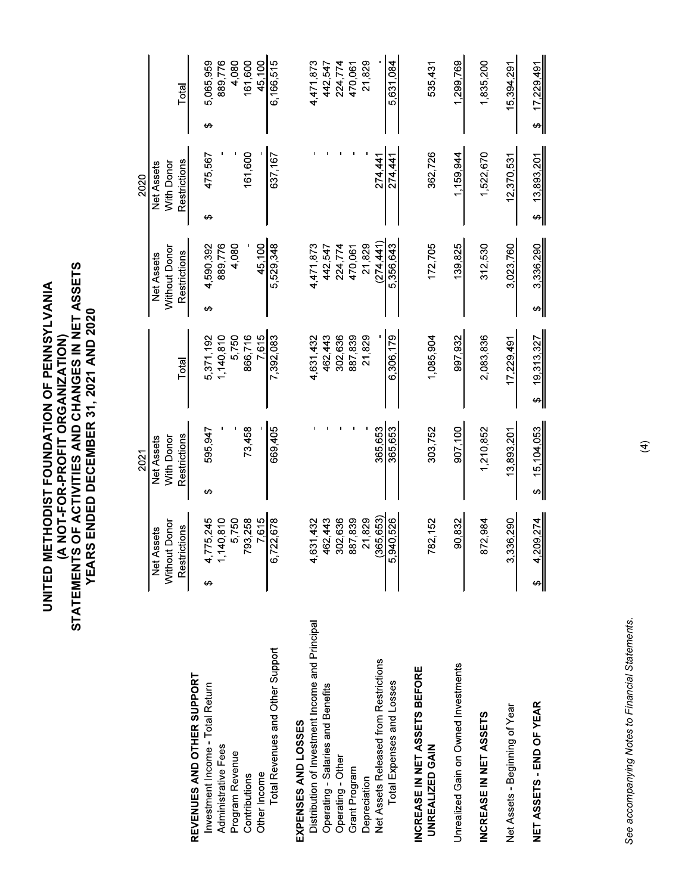# UNITED METHODIST FOUNDATION OF PENNSYLVANIA
## (A NOT-FOR-PROFIT ORGANIZATION)
## STATEMENTS OF ACTIVITIES AND CHANGES IN NET ASSETS
## YEARS ENDED DECEMBER 31, 2021 AND 2020

| | 2021 | | | 2020 | | |
|---|---|---|---|---|---|---|
| | Net Assets Without Donor Restrictions | Net Assets With Donor Restrictions | Total | Net Assets Without Donor Restrictions | Net Assets With Donor Restrictions | Total |
| **REVENUES AND OTHER SUPPORT** | | | | | | |
| Investment Income - Total Return | $ 4,775,245 | $ 595,947 | 5,371,192 | $ 4,590,392 | $ 475,567 | $ 5,065,959 |
| Administrative Fees | 1,140,810 | - | 1,140,810 | 889,776 | - | 889,776 |
| Program Revenue | 5,750 | - | 5,750 | 4,080 | - | 4,080 |
| Contributions | 793,258 | 73,458 | 866,716 | - | 161,600 | 161,600 |
| Other Income | 7,615 | - | 7,615 | 45,100 | - | 45,100 |
| Total Revenues and Other Support | 6,722,678 | 669,405 | 7,392,083 | 5,529,348 | 637,167 | 6,166,515 |
| **EXPENSES AND LOSSES** | | | | | | |
| Distribution of Investment Income and Principal | 4,631,432 | - | 4,631,432 | 4,471,873 | - | 4,471,873 |
| Operating - Salaries and Benefits | 462,443 | - | 462,443 | 442,547 | - | 442,547 |
| Operating - Other | 302,636 | - | 302,636 | 224,774 | - | 224,774 |
| Grant Program | 887,839 | - | 887,839 | 470,061 | - | 470,061 |
| Depreciation | 21,829 | - | 21,829 | 21,829 | - | 21,829 |
| Net Assets Released from Restrictions | (365,653) | 365,653 | - | (274,441) | 274,441 | - |
| Total Expenses and Losses | 5,940,526 | 365,653 | 6,306,179 | 5,356,643 | 274,441 | 5,631,084 |
| **INCREASE IN NET ASSETS BEFORE UNREALIZED GAIN** | 782,152 | 303,752 | 1,085,904 | 172,705 | 362,726 | 535,431 |
| Unrealized Gain on Owned Investments | 90,832 | 907,100 | 997,932 | 139,825 | 1,159,944 | 1,299,769 |
| **INCREASE IN NET ASSETS** | 872,984 | 1,210,852 | 2,083,836 | 312,530 | 1,522,670 | 1,835,200 |
| Net Assets - Beginning of Year | 3,336,290 | 13,893,201 | 17,229,491 | 3,023,760 | 12,370,531 | 15,394,291 |
| **NET ASSETS - END OF YEAR** | $ 4,209,274 | $ 15,104,053 | $ 19,313,327 | $ 3,336,290 | $ 13,893,201 | $ 17,229,491 |

*See accompanying Notes to Financial Statements.*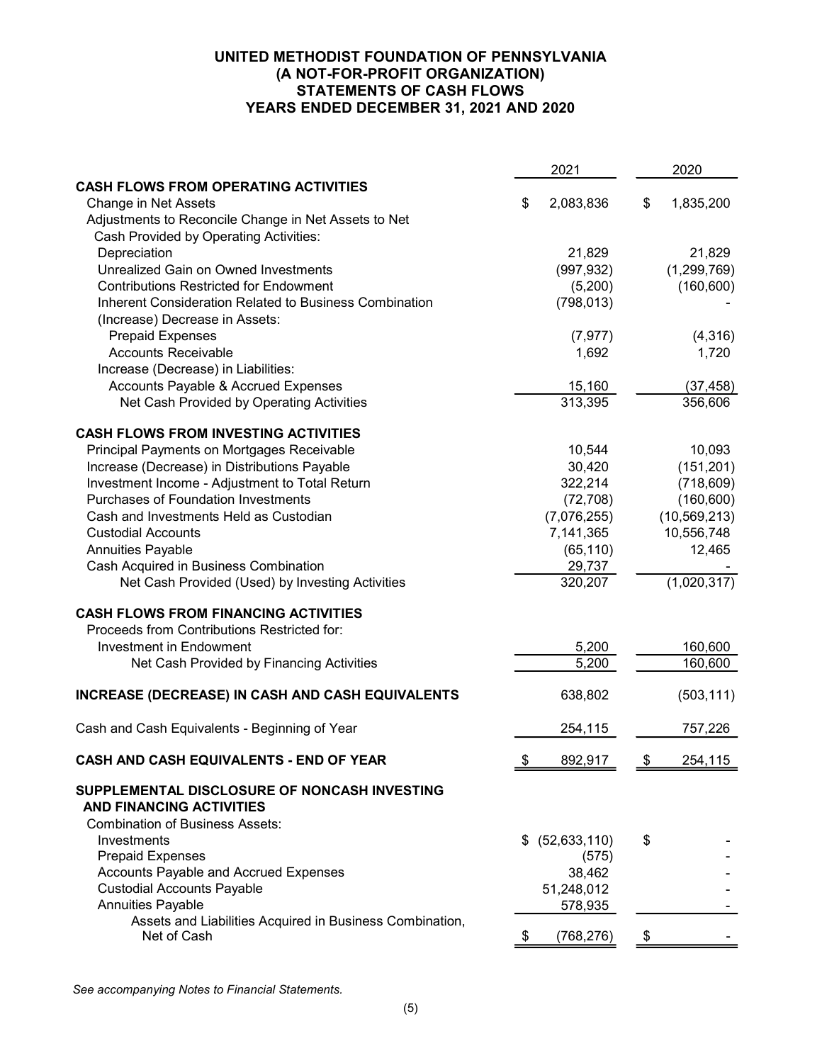# UNITED METHODIST FOUNDATION OF PENNSYLVANIA
## (A NOT-FOR-PROFIT ORGANIZATION)
## STATEMENTS OF CASH FLOWS
## YEARS ENDED DECEMBER 31, 2021 AND 2020

| | 2021 | 2020 |
|---|---|---|
| **CASH FLOWS FROM OPERATING ACTIVITIES** | | |
| Change in Net Assets | $ 2,083,836 | $ 1,835,200 |
| Adjustments to Reconcile Change in Net Assets to Net Cash Provided by Operating Activities: | | |
| Depreciation | 21,829 | 21,829 |
| Unrealized Gain on Owned Investments | (997,932) | (1,299,769) |
| Contributions Restricted for Endowment | (5,200) | (160,600) |
| Inherent Consideration Related to Business Combination | (798,013) | - |
| (Increase) Decrease in Assets: | | |
| Prepaid Expenses | (7,977) | (4,316) |
| Accounts Receivable | 1,692 | 1,720 |
| Increase (Decrease) in Liabilities: | | |
| Accounts Payable & Accrued Expenses | 15,160 | (37,458) |
| Net Cash Provided by Operating Activities | 313,395 | 356,606 |
| **CASH FLOWS FROM INVESTING ACTIVITIES** | | |
| Principal Payments on Mortgages Receivable | 10,544 | 10,093 |
| Increase (Decrease) in Distributions Payable | 30,420 | (151,201) |
| Investment Income - Adjustment to Total Return | 322,214 | (718,609) |
| Purchases of Foundation Investments | (72,708) | (160,600) |
| Cash and Investments Held as Custodian | (7,076,255) | (10,569,213) |
| Custodial Accounts | 7,141,365 | 10,556,748 |
| Annuities Payable | (65,110) | 12,465 |
| Cash Acquired in Business Combination | 29,737 | - |
| Net Cash Provided (Used) by Investing Activities | 320,207 | (1,020,317) |
| **CASH FLOWS FROM FINANCING ACTIVITIES** | | |
| Proceeds from Contributions Restricted for: | | |
| Investment in Endowment | 5,200 | 160,600 |
| Net Cash Provided by Financing Activities | 5,200 | 160,600 |
| **INCREASE (DECREASE) IN CASH AND CASH EQUIVALENTS** | 638,802 | (503,111) |
| Cash and Cash Equivalents - Beginning of Year | 254,115 | 757,226 |
| **CASH AND CASH EQUIVALENTS - END OF YEAR** | $ 892,917 | $ 254,115 |
| **SUPPLEMENTAL DISCLOSURE OF NONCASH INVESTING AND FINANCING ACTIVITIES** | | |
| Combination of Business Assets: | | |
| Investments | $ (52,633,110) | $ - |
| Prepaid Expenses | (575) | - |
| Accounts Payable and Accrued Expenses | 38,462 | - |
| Custodial Accounts Payable | 51,248,012 | - |
| Annuities Payable | 578,935 | - |
| Assets and Liabilities Acquired in Business Combination, Net of Cash | $ (768,276) | $ - |

*See accompanying Notes to Financial Statements.*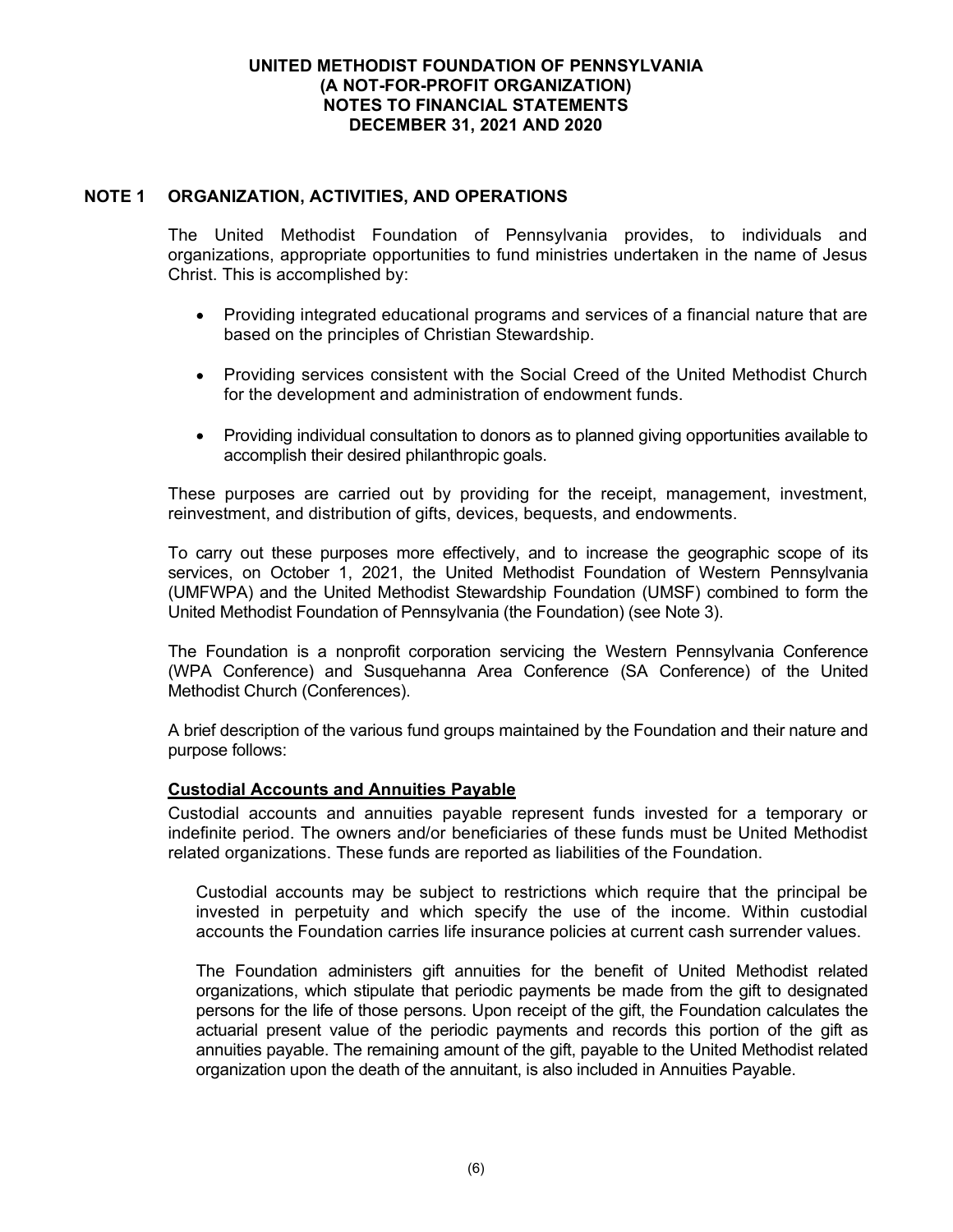## NOTE 1 ORGANIZATION, ACTIVITIES, AND OPERATIONS

The United Methodist Foundation of Pennsylvania provides, to individuals and organizations, appropriate opportunities to fund ministries undertaken in the name of Jesus Christ. This is accomplished by:

- Providing integrated educational programs and services of a financial nature that are based on the principles of Christian Stewardship.
- Providing services consistent with the Social Creed of the United Methodist Church for the development and administration of endowment funds.
- Providing individual consultation to donors as to planned giving opportunities available to accomplish their desired philanthropic goals.

These purposes are carried out by providing for the receipt, management, investment, reinvestment, and distribution of gifts, devices, bequests, and endowments.

To carry out these purposes more effectively, and to increase the geographic scope of its services, on October 1, 2021, the United Methodist Foundation of Western Pennsylvania (UMFWPA) and the United Methodist Stewardship Foundation (UMSF) combined to form the United Methodist Foundation of Pennsylvania (the Foundation) (see Note 3).

The Foundation is a nonprofit corporation servicing the Western Pennsylvania Conference (WPA Conference) and Susquehanna Area Conference (SA Conference) of the United Methodist Church (Conferences).

A brief description of the various fund groups maintained by the Foundation and their nature and purpose follows:

### Custodial Accounts and Annuities Payable

Custodial accounts and annuities payable represent funds invested for a temporary or indefinite period. The owners and/or beneficiaries of these funds must be United Methodist related organizations. These funds are reported as liabilities of the Foundation.

Custodial accounts may be subject to restrictions which require that the principal be invested in perpetuity and which specify the use of the income. Within custodial accounts the Foundation carries life insurance policies at current cash surrender values.

The Foundation administers gift annuities for the benefit of United Methodist related organizations, which stipulate that periodic payments be made from the gift to designated persons for the life of those persons. Upon receipt of the gift, the Foundation calculates the actuarial present value of the periodic payments and records this portion of the gift as annuities payable. The remaining amount of the gift, payable to the United Methodist related organization upon the death of the annuitant, is also included in Annuities Payable.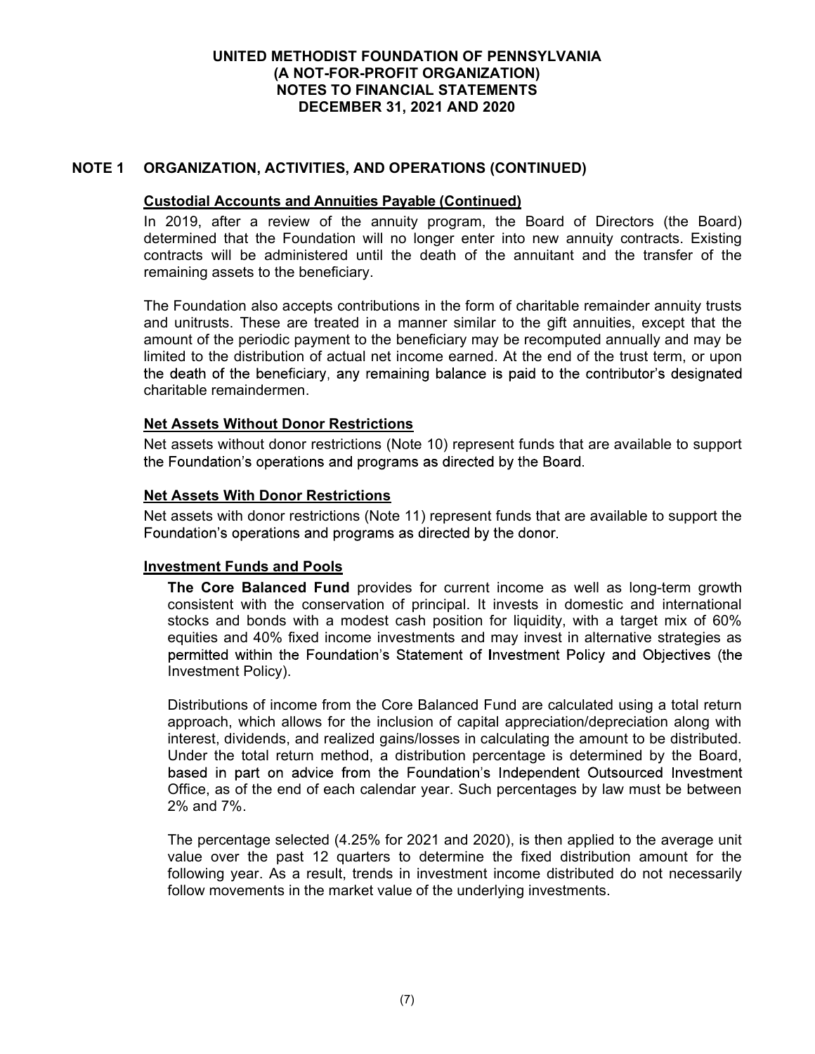## NOTE 1 ORGANIZATION, ACTIVITIES, AND OPERATIONS (CONTINUED)

### Custodial Accounts and Annuities Payable (Continued)

In 2019, after a review of the annuity program, the Board of Directors (the Board) determined that the Foundation will no longer enter into new annuity contracts. Existing contracts will be administered until the death of the annuitant and the transfer of the remaining assets to the beneficiary.

The Foundation also accepts contributions in the form of charitable remainder annuity trusts and unitrusts. These are treated in a manner similar to the gift annuities, except that the amount of the periodic payment to the beneficiary may be recomputed annually and may be limited to the distribution of actual net income earned. At the end of the trust term, or upon the death of the beneficiary, any remaining balance is paid to the contributor's designated charitable remaindermen.

### Net Assets Without Donor Restrictions

Net assets without donor restrictions (Note 10) represent funds that are available to support the Foundation's operations and programs as directed by the Board.

### Net Assets With Donor Restrictions

Net assets with donor restrictions (Note 11) represent funds that are available to support the Foundation's operations and programs as directed by the donor.

### Investment Funds and Pools

**The Core Balanced Fund** provides for current income as well as long-term growth consistent with the conservation of principal. It invests in domestic and international stocks and bonds with a modest cash position for liquidity, with a target mix of 60% equities and 40% fixed income investments and may invest in alternative strategies as permitted within the Foundation's Statement of Investment Policy and Objectives (the Investment Policy).

Distributions of income from the Core Balanced Fund are calculated using a total return approach, which allows for the inclusion of capital appreciation/depreciation along with interest, dividends, and realized gains/losses in calculating the amount to be distributed. Under the total return method, a distribution percentage is determined by the Board, based in part on advice from the Foundation's Independent Outsourced Investment Office, as of the end of each calendar year. Such percentages by law must be between 2% and 7%.

The percentage selected (4.25% for 2021 and 2020), is then applied to the average unit value over the past 12 quarters to determine the fixed distribution amount for the following year. As a result, trends in investment income distributed do not necessarily follow movements in the market value of the underlying investments.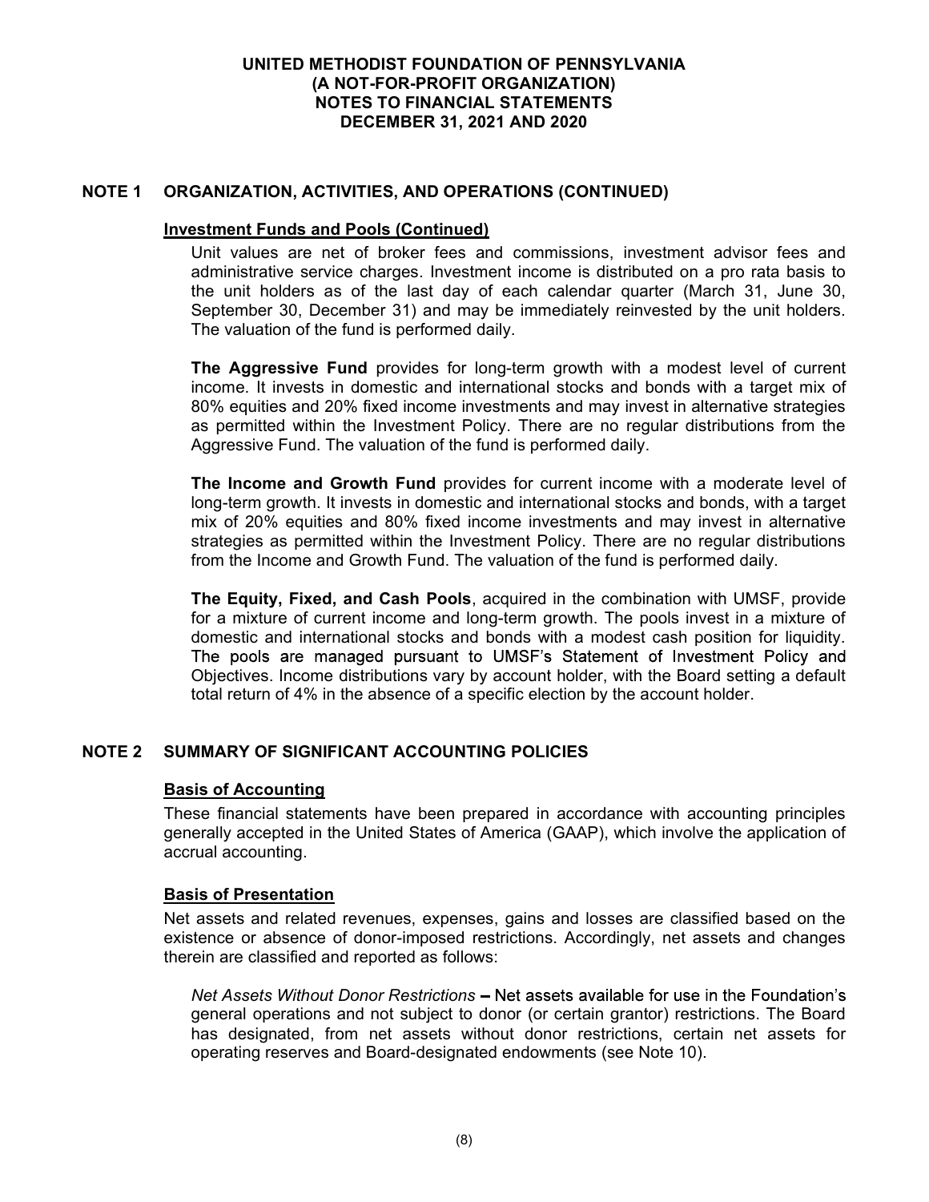# UNITED METHODIST FOUNDATION OF PENNSYLVANIA
# (A NOT-FOR-PROFIT ORGANIZATION)
# NOTES TO FINANCIAL STATEMENTS
# DECEMBER 31, 2021 AND 2020

## NOTE 1 ORGANIZATION, ACTIVITIES, AND OPERATIONS (CONTINUED)

### Investment Funds and Pools (Continued)

Unit values are net of broker fees and commissions, investment advisor fees and administrative service charges. Investment income is distributed on a pro rata basis to the unit holders as of the last day of each calendar quarter (March 31, June 30, September 30, December 31) and may be immediately reinvested by the unit holders. The valuation of the fund is performed daily.

**The Aggressive Fund** provides for long-term growth with a modest level of current income. It invests in domestic and international stocks and bonds with a target mix of 80% equities and 20% fixed income investments and may invest in alternative strategies as permitted within the Investment Policy. There are no regular distributions from the Aggressive Fund. The valuation of the fund is performed daily.

**The Income and Growth Fund** provides for current income with a moderate level of long-term growth. It invests in domestic and international stocks and bonds, with a target mix of 20% equities and 80% fixed income investments and may invest in alternative strategies as permitted within the Investment Policy. There are no regular distributions from the Income and Growth Fund. The valuation of the fund is performed daily.

**The Equity, Fixed, and Cash Pools**, acquired in the combination with UMSF, provide for a mixture of current income and long-term growth. The pools invest in a mixture of domestic and international stocks and bonds with a modest cash position for liquidity. The pools are managed pursuant to UMSF's Statement of Investment Policy and Objectives. Income distributions vary by account holder, with the Board setting a default total return of 4% in the absence of a specific election by the account holder.

## NOTE 2 SUMMARY OF SIGNIFICANT ACCOUNTING POLICIES

### Basis of Accounting

These financial statements have been prepared in accordance with accounting principles generally accepted in the United States of America (GAAP), which involve the application of accrual accounting.

### Basis of Presentation

Net assets and related revenues, expenses, gains and losses are classified based on the existence or absence of donor-imposed restrictions. Accordingly, net assets and changes therein are classified and reported as follows:

*Net Assets Without Donor Restrictions* – Net assets available for use in the Foundation's general operations and not subject to donor (or certain grantor) restrictions. The Board has designated, from net assets without donor restrictions, certain net assets for operating reserves and Board-designated endowments (see Note 10).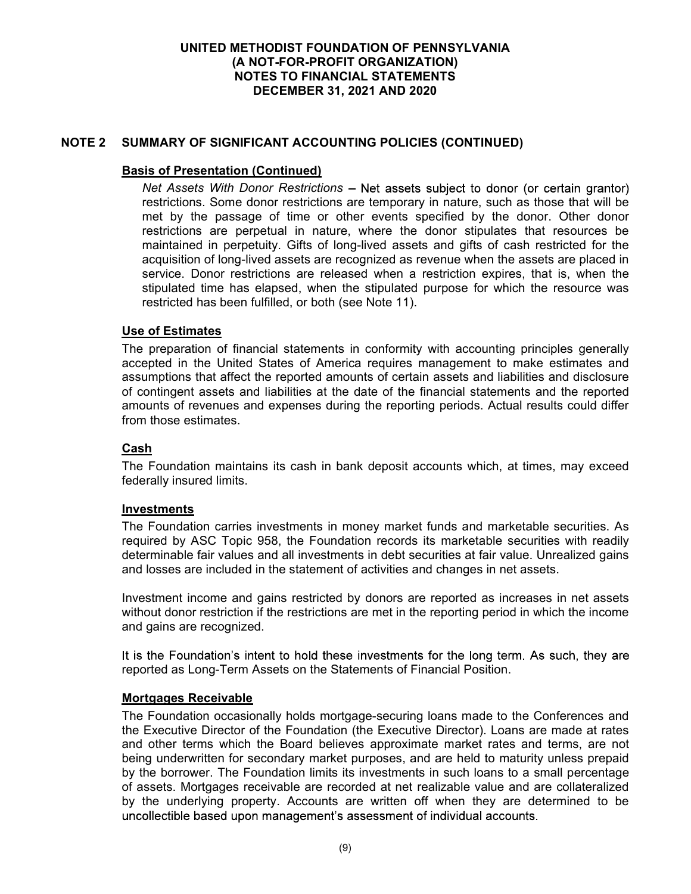## NOTE 2 SUMMARY OF SIGNIFICANT ACCOUNTING POLICIES (CONTINUED)

### Basis of Presentation (Continued)

*Net Assets With Donor Restrictions* – Net assets subject to donor (or certain grantor) restrictions. Some donor restrictions are temporary in nature, such as those that will be met by the passage of time or other events specified by the donor. Other donor restrictions are perpetual in nature, where the donor stipulates that resources be maintained in perpetuity. Gifts of long-lived assets and gifts of cash restricted for the acquisition of long-lived assets are recognized as revenue when the assets are placed in service. Donor restrictions are released when a restriction expires, that is, when the stipulated time has elapsed, when the stipulated purpose for which the resource was restricted has been fulfilled, or both (see Note 11).

### Use of Estimates

The preparation of financial statements in conformity with accounting principles generally accepted in the United States of America requires management to make estimates and assumptions that affect the reported amounts of certain assets and liabilities and disclosure of contingent assets and liabilities at the date of the financial statements and the reported amounts of revenues and expenses during the reporting periods. Actual results could differ from those estimates.

### Cash

The Foundation maintains its cash in bank deposit accounts which, at times, may exceed federally insured limits.

### Investments

The Foundation carries investments in money market funds and marketable securities. As required by ASC Topic 958, the Foundation records its marketable securities with readily determinable fair values and all investments in debt securities at fair value. Unrealized gains and losses are included in the statement of activities and changes in net assets.

Investment income and gains restricted by donors are reported as increases in net assets without donor restriction if the restrictions are met in the reporting period in which the income and gains are recognized.

It is the Foundation's intent to hold these investments for the long term. As such, they are reported as Long-Term Assets on the Statements of Financial Position.

### Mortgages Receivable

The Foundation occasionally holds mortgage-securing loans made to the Conferences and the Executive Director of the Foundation (the Executive Director). Loans are made at rates and other terms which the Board believes approximate market rates and terms, are not being underwritten for secondary market purposes, and are held to maturity unless prepaid by the borrower. The Foundation limits its investments in such loans to a small percentage of assets. Mortgages receivable are recorded at net realizable value and are collateralized by the underlying property. Accounts are written off when they are determined to be uncollectible based upon management's assessment of individual accounts.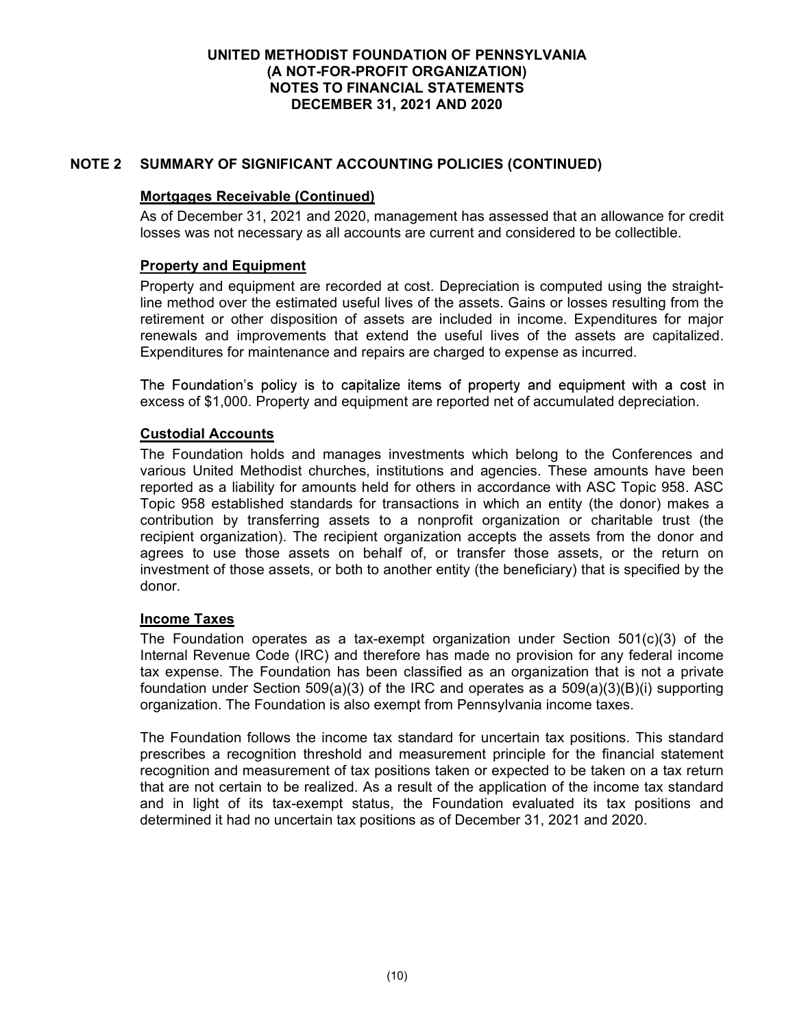## NOTE 2 SUMMARY OF SIGNIFICANT ACCOUNTING POLICIES (CONTINUED)

### Mortgages Receivable (Continued)

As of December 31, 2021 and 2020, management has assessed that an allowance for credit losses was not necessary as all accounts are current and considered to be collectible.

### Property and Equipment

Property and equipment are recorded at cost. Depreciation is computed using the straight-line method over the estimated useful lives of the assets. Gains or losses resulting from the retirement or other disposition of assets are included in income. Expenditures for major renewals and improvements that extend the useful lives of the assets are capitalized. Expenditures for maintenance and repairs are charged to expense as incurred.

The Foundation's policy is to capitalize items of property and equipment with a cost in excess of $1,000. Property and equipment are reported net of accumulated depreciation.

### Custodial Accounts

The Foundation holds and manages investments which belong to the Conferences and various United Methodist churches, institutions and agencies. These amounts have been reported as a liability for amounts held for others in accordance with ASC Topic 958. ASC Topic 958 established standards for transactions in which an entity (the donor) makes a contribution by transferring assets to a nonprofit organization or charitable trust (the recipient organization). The recipient organization accepts the assets from the donor and agrees to use those assets on behalf of, or transfer those assets, or the return on investment of those assets, or both to another entity (the beneficiary) that is specified by the donor.

### Income Taxes

The Foundation operates as a tax-exempt organization under Section 501(c)(3) of the Internal Revenue Code (IRC) and therefore has made no provision for any federal income tax expense. The Foundation has been classified as an organization that is not a private foundation under Section 509(a)(3) of the IRC and operates as a 509(a)(3)(B)(i) supporting organization. The Foundation is also exempt from Pennsylvania income taxes.

The Foundation follows the income tax standard for uncertain tax positions. This standard prescribes a recognition threshold and measurement principle for the financial statement recognition and measurement of tax positions taken or expected to be taken on a tax return that are not certain to be realized. As a result of the application of the income tax standard and in light of its tax-exempt status, the Foundation evaluated its tax positions and determined it had no uncertain tax positions as of December 31, 2021 and 2020.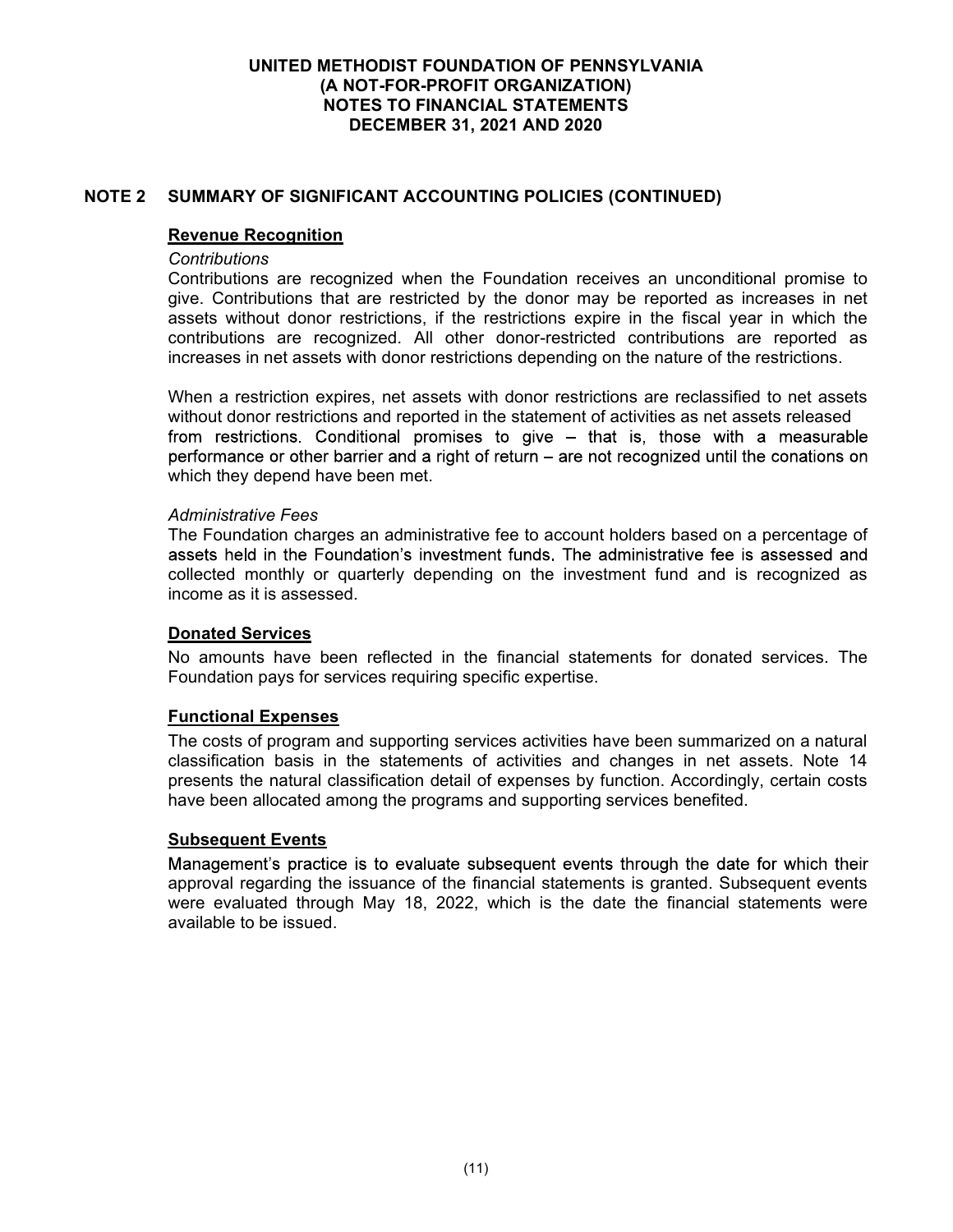## NOTE 2 SUMMARY OF SIGNIFICANT ACCOUNTING POLICIES (CONTINUED)

### Revenue Recognition

*Contributions*

Contributions are recognized when the Foundation receives an unconditional promise to give. Contributions that are restricted by the donor may be reported as increases in net assets without donor restrictions, if the restrictions expire in the fiscal year in which the contributions are recognized. All other donor-restricted contributions are reported as increases in net assets with donor restrictions depending on the nature of the restrictions.

When a restriction expires, net assets with donor restrictions are reclassified to net assets without donor restrictions and reported in the statement of activities as net assets released from restrictions. Conditional promises to give – that is, those with a measurable performance or other barrier and a right of return – are not recognized until the conations on which they depend have been met.

*Administrative Fees*

The Foundation charges an administrative fee to account holders based on a percentage of assets held in the Foundation's investment funds. The administrative fee is assessed and collected monthly or quarterly depending on the investment fund and is recognized as income as it is assessed.

### Donated Services

No amounts have been reflected in the financial statements for donated services. The Foundation pays for services requiring specific expertise.

### Functional Expenses

The costs of program and supporting services activities have been summarized on a natural classification basis in the statements of activities and changes in net assets. Note 14 presents the natural classification detail of expenses by function. Accordingly, certain costs have been allocated among the programs and supporting services benefited.

### Subsequent Events

Management's practice is to evaluate subsequent events through the date for which their approval regarding the issuance of the financial statements is granted. Subsequent events were evaluated through May 18, 2022, which is the date the financial statements were available to be issued.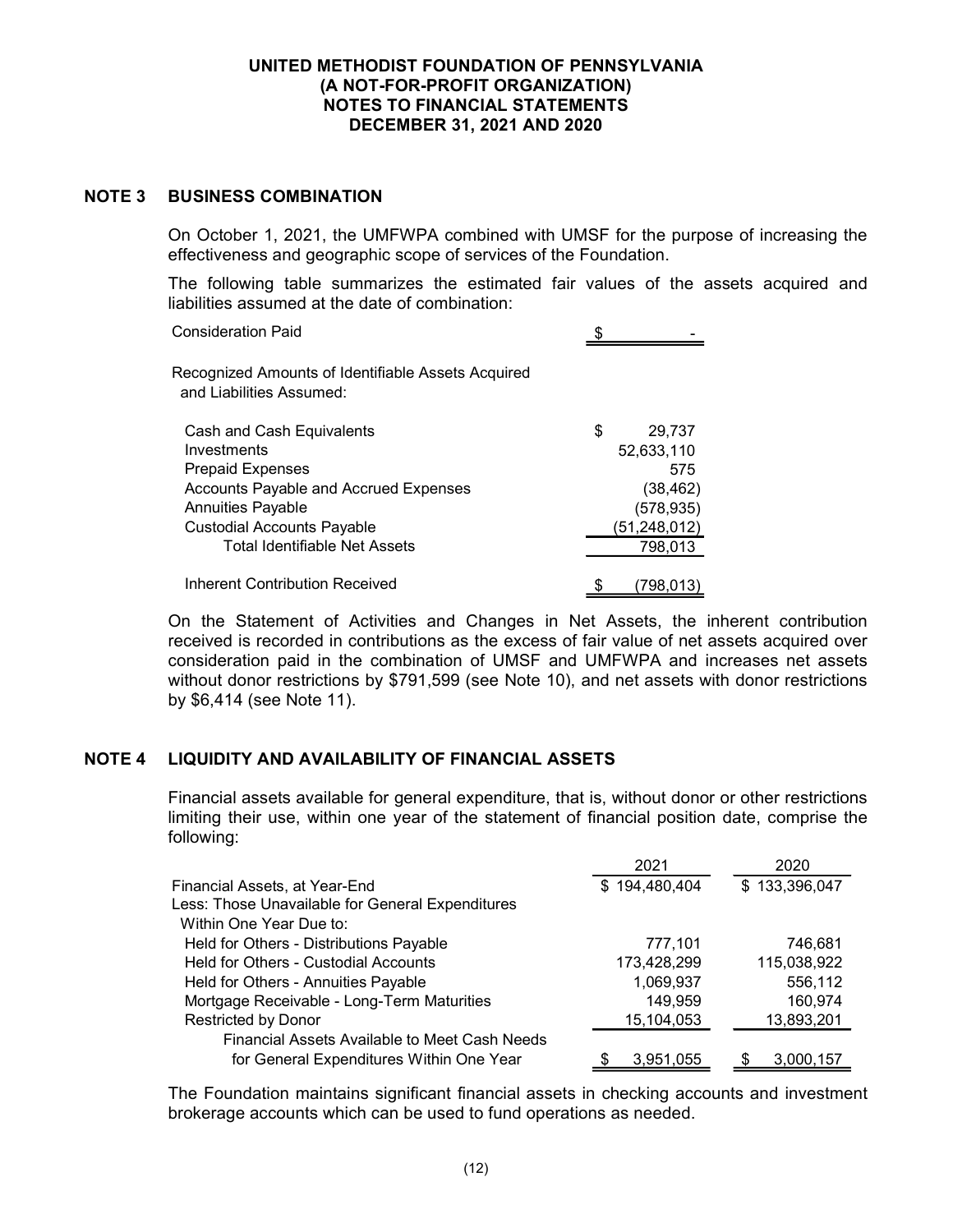# UNITED METHODIST FOUNDATION OF PENNSYLVANIA
## (A NOT-FOR-PROFIT ORGANIZATION)
## NOTES TO FINANCIAL STATEMENTS
## DECEMBER 31, 2021 AND 2020

## NOTE 3 BUSINESS COMBINATION

On October 1, 2021, the UMFWPA combined with UMSF for the purpose of increasing the effectiveness and geographic scope of services of the Foundation.

The following table summarizes the estimated fair values of the assets acquired and liabilities assumed at the date of combination:

| | |
|---|---|
| Consideration Paid | $ - |
| Recognized Amounts of Identifiable Assets Acquired and Liabilities Assumed: | |
| Cash and Cash Equivalents | $ 29,737 |
| Investments | 52,633,110 |
| Prepaid Expenses | 575 |
| Accounts Payable and Accrued Expenses | (38,462) |
| Annuities Payable | (578,935) |
| Custodial Accounts Payable | (51,248,012) |
| Total Identifiable Net Assets | 798,013 |
| Inherent Contribution Received | $ (798,013) |

On the Statement of Activities and Changes in Net Assets, the inherent contribution received is recorded in contributions as the excess of fair value of net assets acquired over consideration paid in the combination of UMSF and UMFWPA and increases net assets without donor restrictions by $791,599 (see Note 10), and net assets with donor restrictions by $6,414 (see Note 11).

## NOTE 4 LIQUIDITY AND AVAILABILITY OF FINANCIAL ASSETS

Financial assets available for general expenditure, that is, without donor or other restrictions limiting their use, within one year of the statement of financial position date, comprise the following:

| | 2021 | 2020 |
|---|---|---|
| Financial Assets, at Year-End | $ 194,480,404 | $ 133,396,047 |
| Less: Those Unavailable for General Expenditures Within One Year Due to: | | |
| Held for Others - Distributions Payable | 777,101 | 746,681 |
| Held for Others - Custodial Accounts | 173,428,299 | 115,038,922 |
| Held for Others - Annuities Payable | 1,069,937 | 556,112 |
| Mortgage Receivable - Long-Term Maturities | 149,959 | 160,974 |
| Restricted by Donor | 15,104,053 | 13,893,201 |
| Financial Assets Available to Meet Cash Needs for General Expenditures Within One Year | $ 3,951,055 | $ 3,000,157 |

The Foundation maintains significant financial assets in checking accounts and investment brokerage accounts which can be used to fund operations as needed.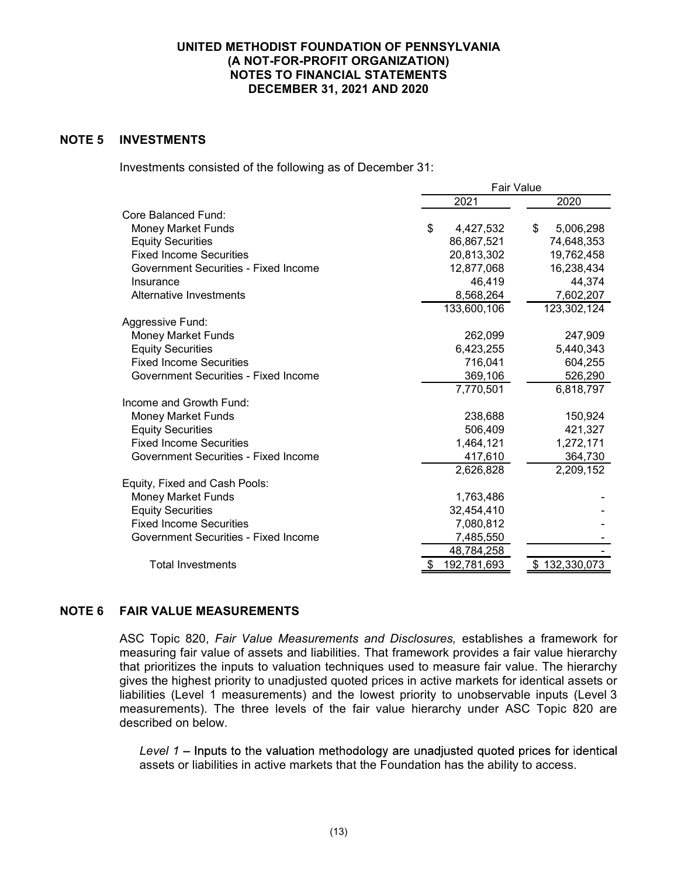UNITED METHODIST FOUNDATION OF PENNSYLVANIA
(A NOT-FOR-PROFIT ORGANIZATION)
NOTES TO FINANCIAL STATEMENTS
DECEMBER 31, 2021 AND 2020

## NOTE 5 INVESTMENTS

Investments consisted of the following as of December 31:

| | Fair Value | |
|---|---|---|
| | 2021 | 2020 |
| Core Balanced Fund: | | |
| Money Market Funds | $ 4,427,532 | $ 5,006,298 |
| Equity Securities | 86,867,521 | 74,648,353 |
| Fixed Income Securities | 20,813,302 | 19,762,458 |
| Government Securities - Fixed Income | 12,877,068 | 16,238,434 |
| Insurance | 46,419 | 44,374 |
| Alternative Investments | 8,568,264 | 7,602,207 |
| | 133,600,106 | 123,302,124 |
| Aggressive Fund: | | |
| Money Market Funds | 262,099 | 247,909 |
| Equity Securities | 6,423,255 | 5,440,343 |
| Fixed Income Securities | 716,041 | 604,255 |
| Government Securities - Fixed Income | 369,106 | 526,290 |
| | 7,770,501 | 6,818,797 |
| Income and Growth Fund: | | |
| Money Market Funds | 238,688 | 150,924 |
| Equity Securities | 506,409 | 421,327 |
| Fixed Income Securities | 1,464,121 | 1,272,171 |
| Government Securities - Fixed Income | 417,610 | 364,730 |
| | 2,626,828 | 2,209,152 |
| Equity, Fixed and Cash Pools: | | |
| Money Market Funds | 1,763,486 | - |
| Equity Securities | 32,454,410 | - |
| Fixed Income Securities | 7,080,812 | - |
| Government Securities - Fixed Income | 7,485,550 | - |
| | 48,784,258 | - |
| Total Investments | $ 192,781,693 | $ 132,330,073 |

## NOTE 6 FAIR VALUE MEASUREMENTS

ASC Topic 820, *Fair Value Measurements and Disclosures,* establishes a framework for measuring fair value of assets and liabilities. That framework provides a fair value hierarchy that prioritizes the inputs to valuation techniques used to measure fair value. The hierarchy gives the highest priority to unadjusted quoted prices in active markets for identical assets or liabilities (Level 1 measurements) and the lowest priority to unobservable inputs (Level 3 measurements). The three levels of the fair value hierarchy under ASC Topic 820 are described on below.

*Level 1* – Inputs to the valuation methodology are unadjusted quoted prices for identical assets or liabilities in active markets that the Foundation has the ability to access.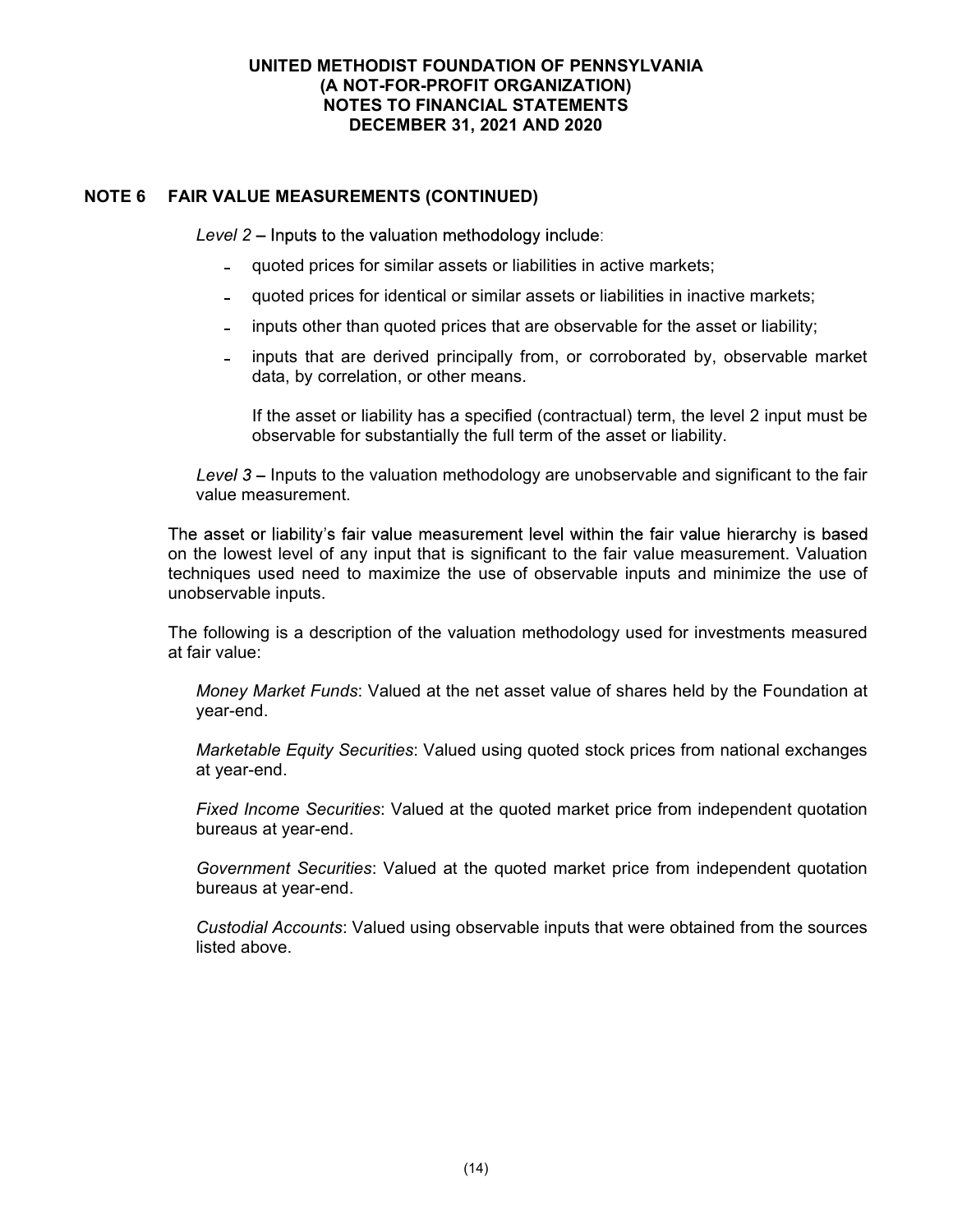## NOTE 6 FAIR VALUE MEASUREMENTS (CONTINUED)

*Level 2* – Inputs to the valuation methodology include:

- quoted prices for similar assets or liabilities in active markets;
- quoted prices for identical or similar assets or liabilities in inactive markets;
- inputs other than quoted prices that are observable for the asset or liability;
- inputs that are derived principally from, or corroborated by, observable market data, by correlation, or other means.

  If the asset or liability has a specified (contractual) term, the level 2 input must be observable for substantially the full term of the asset or liability.

*Level 3* – Inputs to the valuation methodology are unobservable and significant to the fair value measurement.

The asset or liability's fair value measurement level within the fair value hierarchy is based on the lowest level of any input that is significant to the fair value measurement. Valuation techniques used need to maximize the use of observable inputs and minimize the use of unobservable inputs.

The following is a description of the valuation methodology used for investments measured at fair value:

*Money Market Funds*: Valued at the net asset value of shares held by the Foundation at year-end.

*Marketable Equity Securities*: Valued using quoted stock prices from national exchanges at year-end.

*Fixed Income Securities*: Valued at the quoted market price from independent quotation bureaus at year-end.

*Government Securities*: Valued at the quoted market price from independent quotation bureaus at year-end.

*Custodial Accounts*: Valued using observable inputs that were obtained from the sources listed above.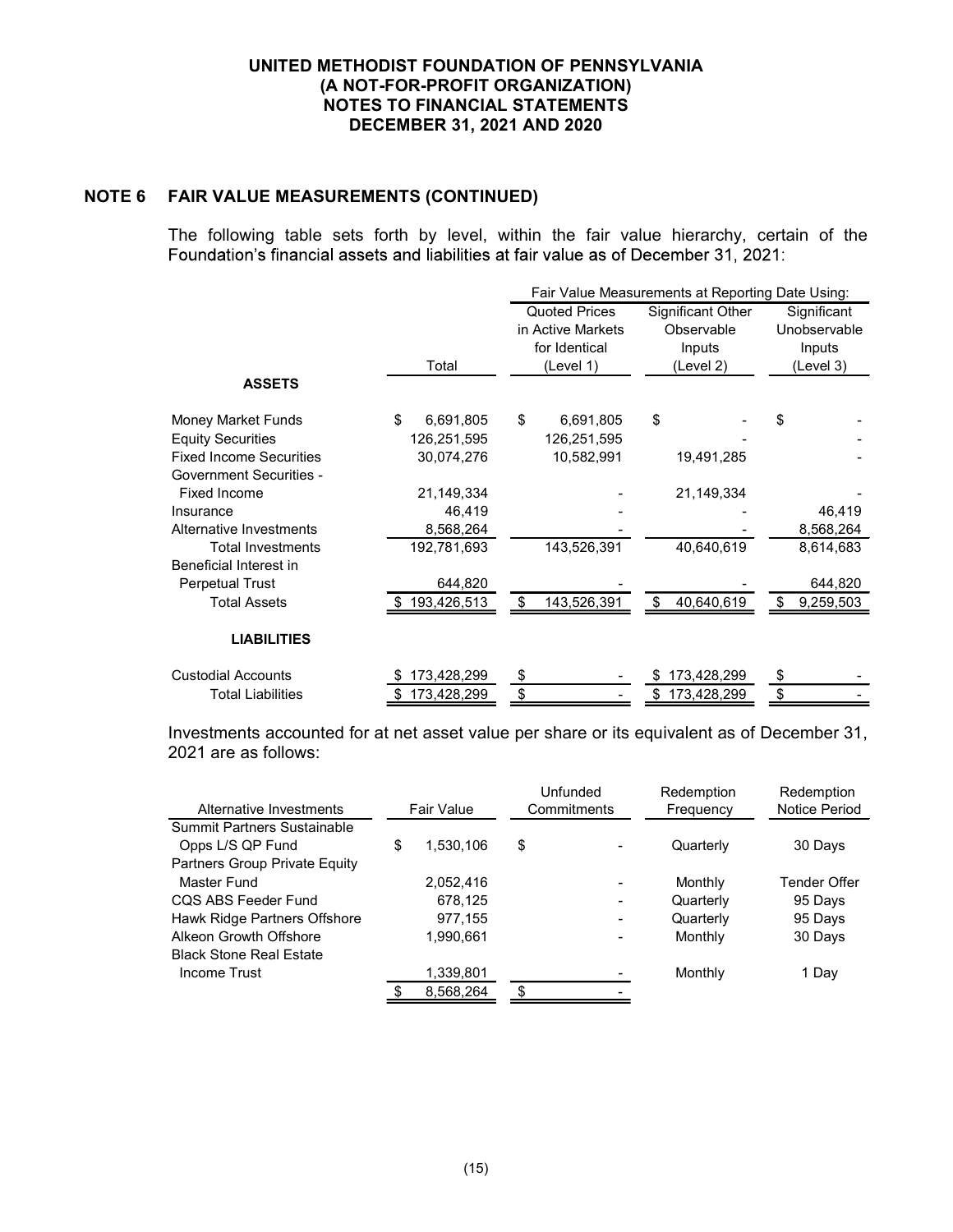**UNITED METHODIST FOUNDATION OF PENNSYLVANIA**
**(A NOT-FOR-PROFIT ORGANIZATION)**
**NOTES TO FINANCIAL STATEMENTS**
**DECEMBER 31, 2021 AND 2020**

## NOTE 6 FAIR VALUE MEASUREMENTS (CONTINUED)

The following table sets forth by level, within the fair value hierarchy, certain of the Foundation's financial assets and liabilities at fair value as of December 31, 2021:

| | | Fair Value Measurements at Reporting Date Using: | | |
|---|---|---|---|---|
| | Total | Quoted Prices in Active Markets for Identical (Level 1) | Significant Other Observable Inputs (Level 2) | Significant Unobservable Inputs (Level 3) |
| **ASSETS** | | | | |
| Money Market Funds | $ 6,691,805 | $ 6,691,805 | $ - | $ - |
| Equity Securities | 126,251,595 | 126,251,595 | - | - |
| Fixed Income Securities | 30,074,276 | 10,582,991 | 19,491,285 | - |
| Government Securities - Fixed Income | 21,149,334 | - | 21,149,334 | - |
| Insurance | 46,419 | - | - | 46,419 |
| Alternative Investments | 8,568,264 | - | - | 8,568,264 |
| Total Investments | 192,781,693 | 143,526,391 | 40,640,619 | 8,614,683 |
| Beneficial Interest in Perpetual Trust | 644,820 | - | - | 644,820 |
| Total Assets | $ 193,426,513 | $ 143,526,391 | $ 40,640,619 | $ 9,259,503 |
| **LIABILITIES** | | | | |
| Custodial Accounts | $ 173,428,299 | $ - | $ 173,428,299 | $ - |
| Total Liabilities | $ 173,428,299 | $ - | $ 173,428,299 | $ - |

Investments accounted for at net asset value per share or its equivalent as of December 31, 2021 are as follows:

| Alternative Investments | Fair Value | Unfunded Commitments | Redemption Frequency | Redemption Notice Period |
|---|---|---|---|---|
| Summit Partners Sustainable Opps L/S QP Fund | $ 1,530,106 | $ - | Quarterly | 30 Days |
| Partners Group Private Equity Master Fund | 2,052,416 | - | Monthly | Tender Offer |
| CQS ABS Feeder Fund | 678,125 | - | Quarterly | 95 Days |
| Hawk Ridge Partners Offshore | 977,155 | - | Quarterly | 95 Days |
| Alkeon Growth Offshore | 1,990,661 | - | Monthly | 30 Days |
| Black Stone Real Estate Income Trust | 1,339,801 | - | Monthly | 1 Day |
| | $ 8,568,264 | $ - | | |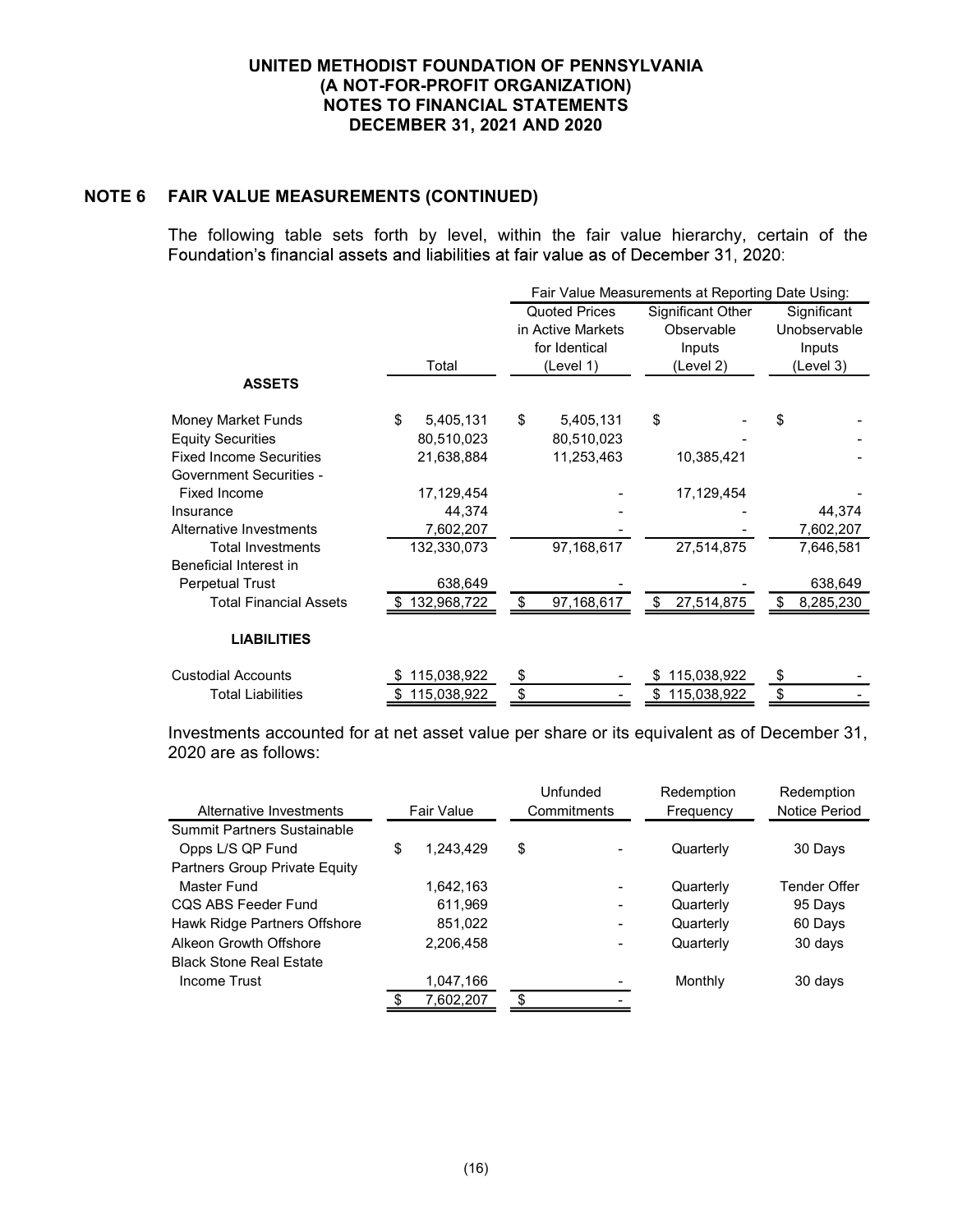# UNITED METHODIST FOUNDATION OF PENNSYLVANIA
## (A NOT-FOR-PROFIT ORGANIZATION)
## NOTES TO FINANCIAL STATEMENTS
## DECEMBER 31, 2021 AND 2020

## NOTE 6 FAIR VALUE MEASUREMENTS (CONTINUED)

The following table sets forth by level, within the fair value hierarchy, certain of the Foundation's financial assets and liabilities at fair value as of December 31, 2020:

| | | Fair Value Measurements at Reporting Date Using: | | |
|---|---|---|---|---|
| | Total | Quoted Prices in Active Markets for Identical (Level 1) | Significant Other Observable Inputs (Level 2) | Significant Unobservable Inputs (Level 3) |
| **ASSETS** | | | | |
| Money Market Funds | $ 5,405,131 | $ 5,405,131 | $ - | $ - |
| Equity Securities | 80,510,023 | 80,510,023 | - | - |
| Fixed Income Securities | 21,638,884 | 11,253,463 | 10,385,421 | - |
| Government Securities - Fixed Income | 17,129,454 | - | 17,129,454 | - |
| Insurance | 44,374 | - | - | 44,374 |
| Alternative Investments | 7,602,207 | - | - | 7,602,207 |
| Total Investments | 132,330,073 | 97,168,617 | 27,514,875 | 7,646,581 |
| Beneficial Interest in Perpetual Trust | 638,649 | - | - | 638,649 |
| Total Financial Assets | $ 132,968,722 | $ 97,168,617 | $ 27,514,875 | $ 8,285,230 |
| **LIABILITIES** | | | | |
| Custodial Accounts | $ 115,038,922 | $ - | $ 115,038,922 | $ - |
| Total Liabilities | $ 115,038,922 | $ - | $ 115,038,922 | $ - |

Investments accounted for at net asset value per share or its equivalent as of December 31, 2020 are as follows:

| Alternative Investments | Fair Value | Unfunded Commitments | Redemption Frequency | Redemption Notice Period |
|---|---|---|---|---|
| Summit Partners Sustainable Opps L/S QP Fund | $ 1,243,429 | $ - | Quarterly | 30 Days |
| Partners Group Private Equity Master Fund | 1,642,163 | - | Quarterly | Tender Offer |
| CQS ABS Feeder Fund | 611,969 | - | Quarterly | 95 Days |
| Hawk Ridge Partners Offshore | 851,022 | - | Quarterly | 60 Days |
| Alkeon Growth Offshore | 2,206,458 | - | Quarterly | 30 days |
| Black Stone Real Estate Income Trust | 1,047,166 | - | Monthly | 30 days |
| | $ 7,602,207 | $ - | | |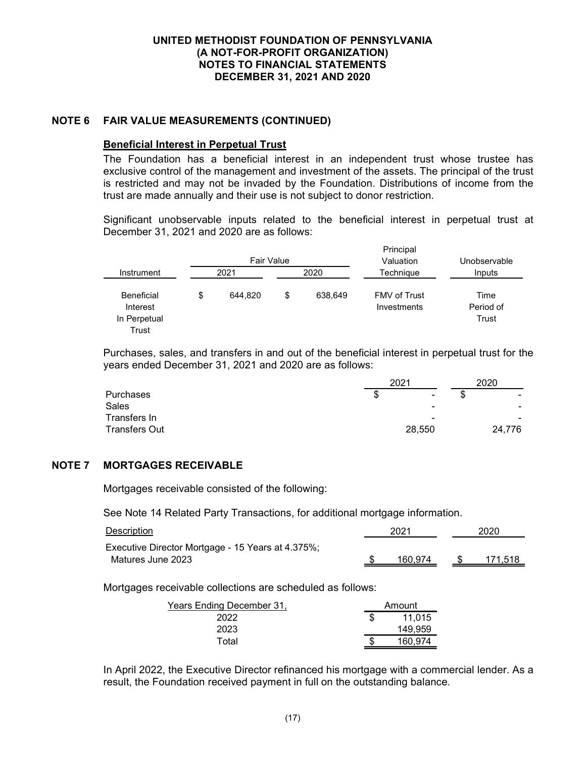## NOTE 6 FAIR VALUE MEASUREMENTS (CONTINUED)

### Beneficial Interest in Perpetual Trust

The Foundation has a beneficial interest in an independent trust whose trustee has exclusive control of the management and investment of the assets. The principal of the trust is restricted and may not be invaded by the Foundation. Distributions of income from the trust are made annually and their use is not subject to donor restriction.

Significant unobservable inputs related to the beneficial interest in perpetual trust at December 31, 2021 and 2020 are as follows:

| Instrument | Fair Value 2021 | Fair Value 2020 | Principal Valuation Technique | Unobservable Inputs |
|---|---|---|---|---|
| Beneficial Interest In Perpetual Trust | $ 644,820 | $ 638,649 | FMV of Trust Investments | Time Period of Trust |

Purchases, sales, and transfers in and out of the beneficial interest in perpetual trust for the years ended December 31, 2021 and 2020 are as follows:

| | 2021 | 2020 |
|---|---|---|
| Purchases | $ - | $ - |
| Sales | - | - |
| Transfers In | - | - |
| Transfers Out | 28,550 | 24,776 |

## NOTE 7 MORTGAGES RECEIVABLE

Mortgages receivable consisted of the following:

See Note 14 Related Party Transactions, for additional mortgage information.

| Description | 2021 | 2020 |
|---|---|---|
| Executive Director Mortgage - 15 Years at 4.375%; Matures June 2023 | $ 160,974 | $ 171,518 |

Mortgages receivable collections are scheduled as follows:

| Years Ending December 31, | Amount |
|---|---|
| 2022 | $ 11,015 |
| 2023 | 149,959 |
| Total | $ 160,974 |

In April 2022, the Executive Director refinanced his mortgage with a commercial lender. As a result, the Foundation received payment in full on the outstanding balance.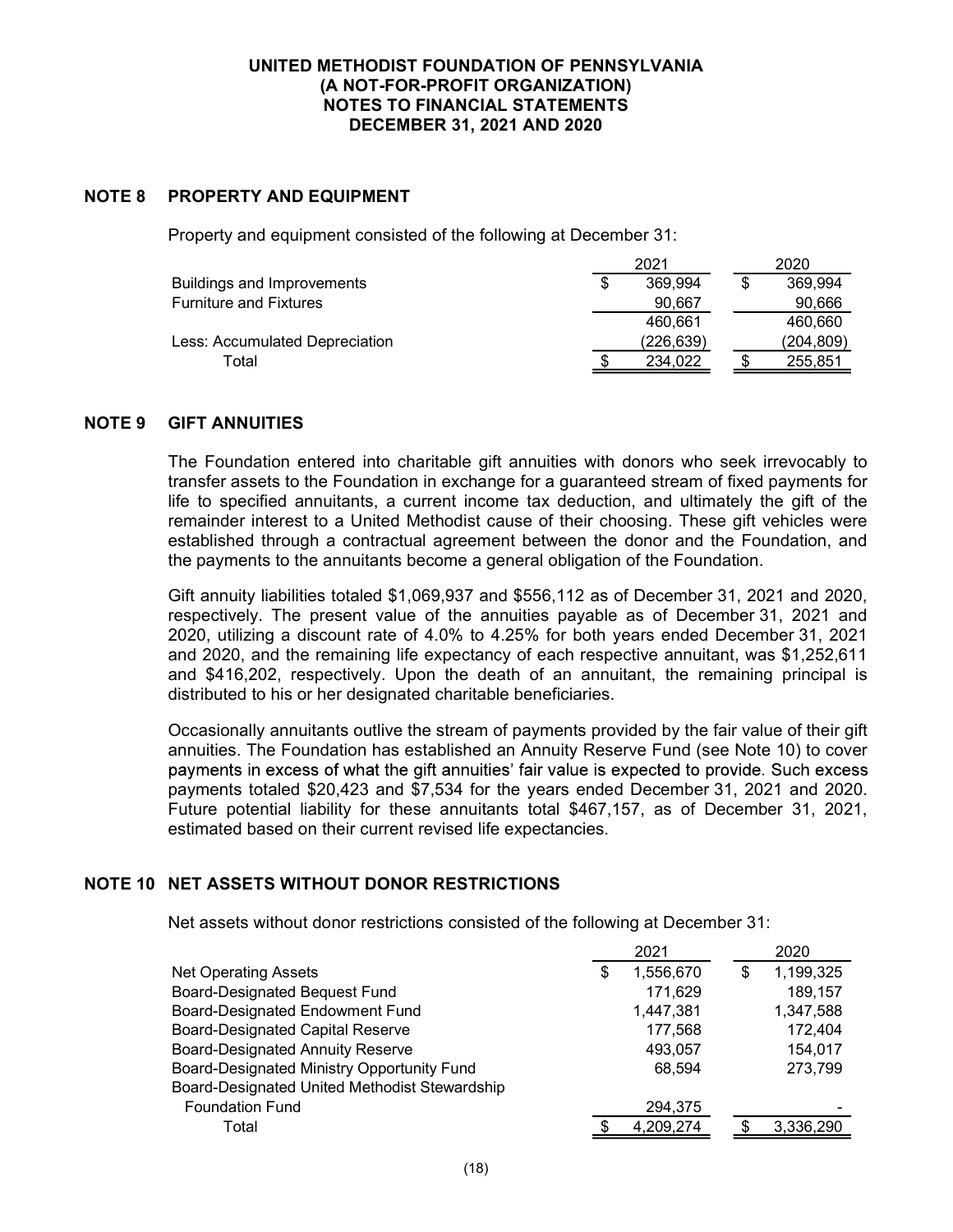# UNITED METHODIST FOUNDATION OF PENNSYLVANIA
# (A NOT-FOR-PROFIT ORGANIZATION)
# NOTES TO FINANCIAL STATEMENTS
# DECEMBER 31, 2021 AND 2020

## NOTE 8 PROPERTY AND EQUIPMENT

Property and equipment consisted of the following at December 31:

| | 2021 | 2020 |
|---|---|---|
| Buildings and Improvements | $ 369,994 | $ 369,994 |
| Furniture and Fixtures | 90,667 | 90,666 |
| | 460,661 | 460,660 |
| Less: Accumulated Depreciation | (226,639) | (204,809) |
| Total | $ 234,022 | $ 255,851 |

## NOTE 9 GIFT ANNUITIES

The Foundation entered into charitable gift annuities with donors who seek irrevocably to transfer assets to the Foundation in exchange for a guaranteed stream of fixed payments for life to specified annuitants, a current income tax deduction, and ultimately the gift of the remainder interest to a United Methodist cause of their choosing. These gift vehicles were established through a contractual agreement between the donor and the Foundation, and the payments to the annuitants become a general obligation of the Foundation.

Gift annuity liabilities totaled $1,069,937 and $556,112 as of December 31, 2021 and 2020, respectively. The present value of the annuities payable as of December 31, 2021 and 2020, utilizing a discount rate of 4.0% to 4.25% for both years ended December 31, 2021 and 2020, and the remaining life expectancy of each respective annuitant, was $1,252,611 and $416,202, respectively. Upon the death of an annuitant, the remaining principal is distributed to his or her designated charitable beneficiaries.

Occasionally annuitants outlive the stream of payments provided by the fair value of their gift annuities. The Foundation has established an Annuity Reserve Fund (see Note 10) to cover payments in excess of what the gift annuities' fair value is expected to provide. Such excess payments totaled $20,423 and $7,534 for the years ended December 31, 2021 and 2020. Future potential liability for these annuitants total $467,157, as of December 31, 2021, estimated based on their current revised life expectancies.

## NOTE 10 NET ASSETS WITHOUT DONOR RESTRICTIONS

Net assets without donor restrictions consisted of the following at December 31:

| | 2021 | 2020 |
|---|---|---|
| Net Operating Assets | $ 1,556,670 | $ 1,199,325 |
| Board-Designated Bequest Fund | 171,629 | 189,157 |
| Board-Designated Endowment Fund | 1,447,381 | 1,347,588 |
| Board-Designated Capital Reserve | 177,568 | 172,404 |
| Board-Designated Annuity Reserve | 493,057 | 154,017 |
| Board-Designated Ministry Opportunity Fund | 68,594 | 273,799 |
| Board-Designated United Methodist Stewardship Foundation Fund | 294,375 | - |
| Total | $ 4,209,274 | $ 3,336,290 |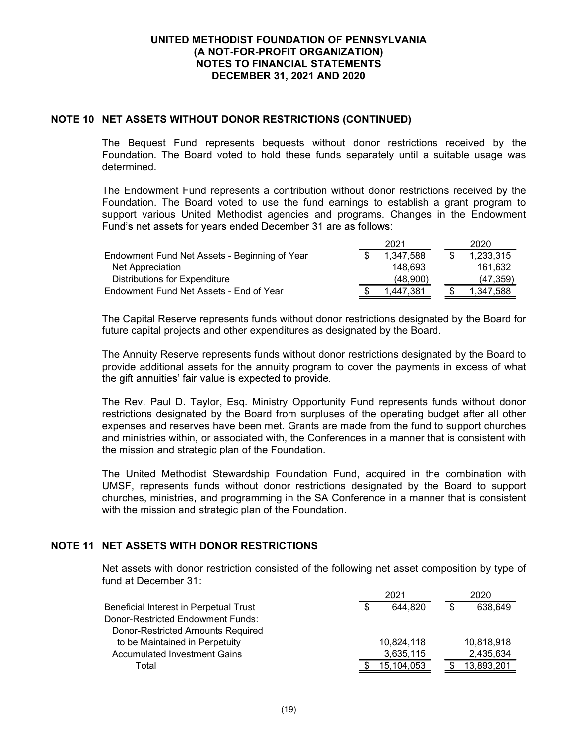# UNITED METHODIST FOUNDATION OF PENNSYLVANIA
# (A NOT-FOR-PROFIT ORGANIZATION)
# NOTES TO FINANCIAL STATEMENTS
# DECEMBER 31, 2021 AND 2020

## NOTE 10 NET ASSETS WITHOUT DONOR RESTRICTIONS (CONTINUED)

The Bequest Fund represents bequests without donor restrictions received by the Foundation. The Board voted to hold these funds separately until a suitable usage was determined.

The Endowment Fund represents a contribution without donor restrictions received by the Foundation. The Board voted to use the fund earnings to establish a grant program to support various United Methodist agencies and programs. Changes in the Endowment Fund's net assets for years ended December 31 are as follows:

| | 2021 | 2020 |
|---|---|---|
| Endowment Fund Net Assets - Beginning of Year | $ 1,347,588 | $ 1,233,315 |
| Net Appreciation | 148,693 | 161,632 |
| Distributions for Expenditure | (48,900) | (47,359) |
| Endowment Fund Net Assets - End of Year | $ 1,447,381 | $ 1,347,588 |

The Capital Reserve represents funds without donor restrictions designated by the Board for future capital projects and other expenditures as designated by the Board.

The Annuity Reserve represents funds without donor restrictions designated by the Board to provide additional assets for the annuity program to cover the payments in excess of what the gift annuities' fair value is expected to provide.

The Rev. Paul D. Taylor, Esq. Ministry Opportunity Fund represents funds without donor restrictions designated by the Board from surpluses of the operating budget after all other expenses and reserves have been met. Grants are made from the fund to support churches and ministries within, or associated with, the Conferences in a manner that is consistent with the mission and strategic plan of the Foundation.

The United Methodist Stewardship Foundation Fund, acquired in the combination with UMSF, represents funds without donor restrictions designated by the Board to support churches, ministries, and programming in the SA Conference in a manner that is consistent with the mission and strategic plan of the Foundation.

## NOTE 11 NET ASSETS WITH DONOR RESTRICTIONS

Net assets with donor restriction consisted of the following net asset composition by type of fund at December 31:

| | 2021 | 2020 |
|---|---|---|
| Beneficial Interest in Perpetual Trust | $ 644,820 | $ 638,649 |
| Donor-Restricted Endowment Funds: | | |
| Donor-Restricted Amounts Required to be Maintained in Perpetuity | 10,824,118 | 10,818,918 |
| Accumulated Investment Gains | 3,635,115 | 2,435,634 |
| Total | $ 15,104,053 | $ 13,893,201 |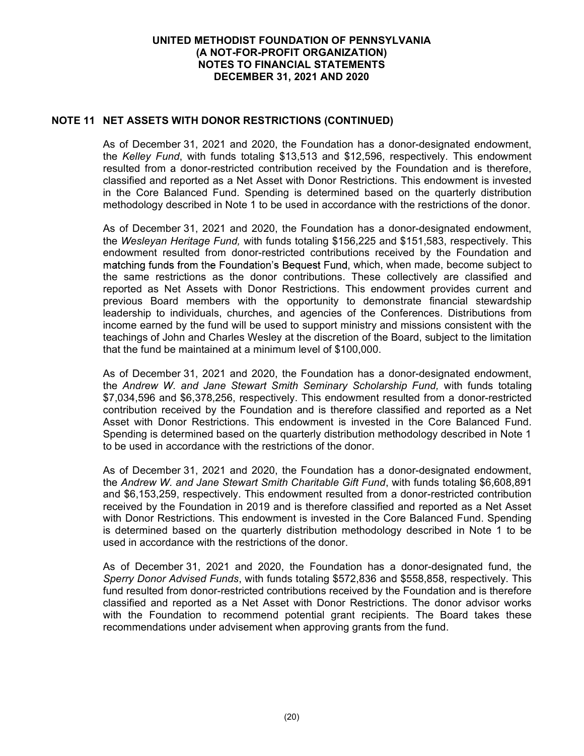## NOTE 11 NET ASSETS WITH DONOR RESTRICTIONS (CONTINUED)

As of December 31, 2021 and 2020, the Foundation has a donor-designated endowment, the *Kelley Fund*, with funds totaling $13,513 and $12,596, respectively. This endowment resulted from a donor-restricted contribution received by the Foundation and is therefore, classified and reported as a Net Asset with Donor Restrictions. This endowment is invested in the Core Balanced Fund. Spending is determined based on the quarterly distribution methodology described in Note 1 to be used in accordance with the restrictions of the donor.

As of December 31, 2021 and 2020, the Foundation has a donor-designated endowment, the *Wesleyan Heritage Fund,* with funds totaling $156,225 and $151,583, respectively. This endowment resulted from donor-restricted contributions received by the Foundation and matching funds from the Foundation's Bequest Fund, which, when made, become subject to the same restrictions as the donor contributions. These collectively are classified and reported as Net Assets with Donor Restrictions. This endowment provides current and previous Board members with the opportunity to demonstrate financial stewardship leadership to individuals, churches, and agencies of the Conferences. Distributions from income earned by the fund will be used to support ministry and missions consistent with the teachings of John and Charles Wesley at the discretion of the Board, subject to the limitation that the fund be maintained at a minimum level of $100,000.

As of December 31, 2021 and 2020, the Foundation has a donor-designated endowment, the *Andrew W. and Jane Stewart Smith Seminary Scholarship Fund,* with funds totaling $7,034,596 and $6,378,256, respectively. This endowment resulted from a donor-restricted contribution received by the Foundation and is therefore classified and reported as a Net Asset with Donor Restrictions. This endowment is invested in the Core Balanced Fund. Spending is determined based on the quarterly distribution methodology described in Note 1 to be used in accordance with the restrictions of the donor.

As of December 31, 2021 and 2020, the Foundation has a donor-designated endowment, the *Andrew W. and Jane Stewart Smith Charitable Gift Fund*, with funds totaling $6,608,891 and $6,153,259, respectively. This endowment resulted from a donor-restricted contribution received by the Foundation in 2019 and is therefore classified and reported as a Net Asset with Donor Restrictions. This endowment is invested in the Core Balanced Fund. Spending is determined based on the quarterly distribution methodology described in Note 1 to be used in accordance with the restrictions of the donor.

As of December 31, 2021 and 2020, the Foundation has a donor-designated fund, the *Sperry Donor Advised Funds*, with funds totaling $572,836 and $558,858, respectively. This fund resulted from donor-restricted contributions received by the Foundation and is therefore classified and reported as a Net Asset with Donor Restrictions. The donor advisor works with the Foundation to recommend potential grant recipients. The Board takes these recommendations under advisement when approving grants from the fund.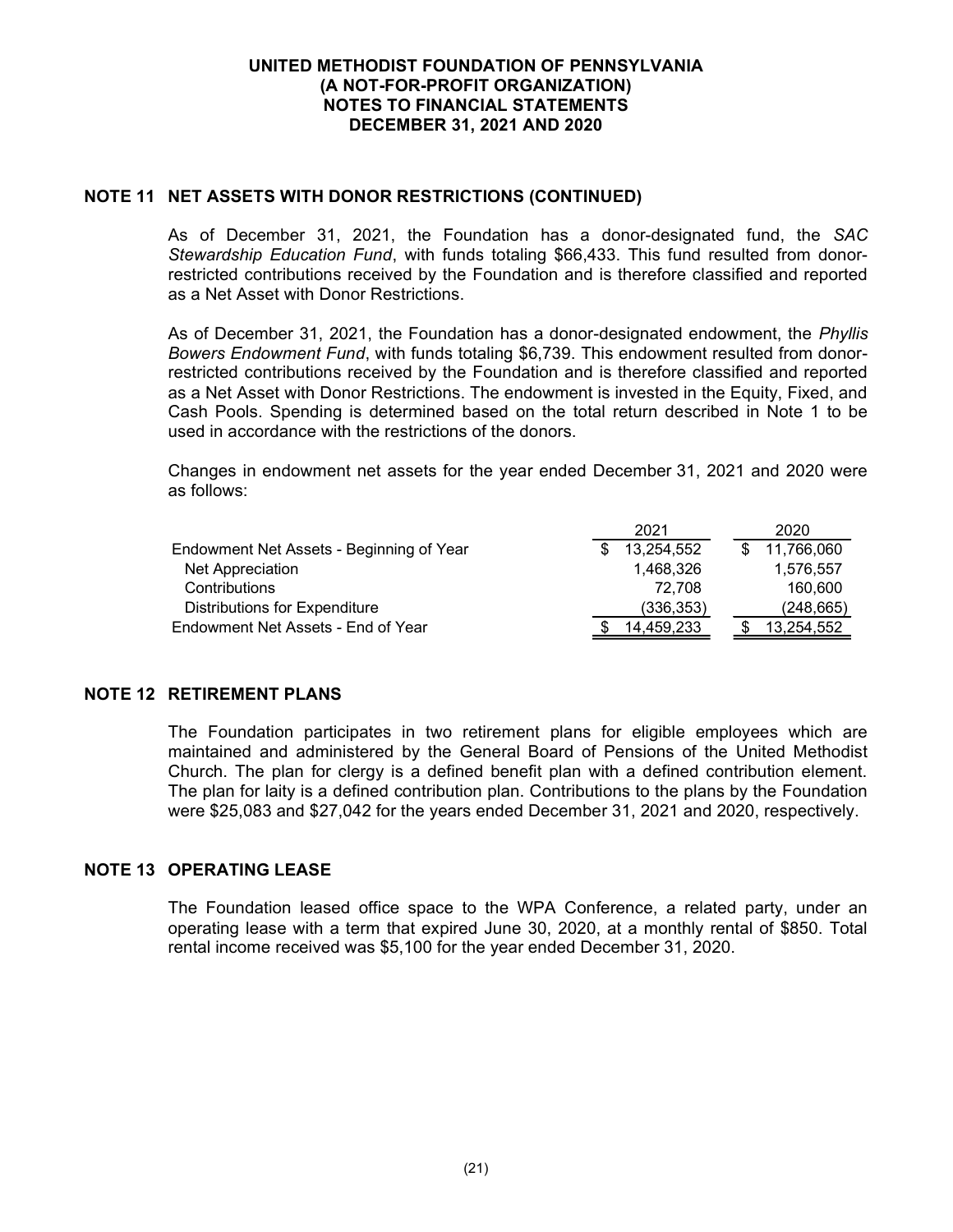## NOTE 11 NET ASSETS WITH DONOR RESTRICTIONS (CONTINUED)

As of December 31, 2021, the Foundation has a donor-designated fund, the *SAC Stewardship Education Fund*, with funds totaling $66,433. This fund resulted from donor-restricted contributions received by the Foundation and is therefore classified and reported as a Net Asset with Donor Restrictions.

As of December 31, 2021, the Foundation has a donor-designated endowment, the *Phyllis Bowers Endowment Fund*, with funds totaling $6,739. This endowment resulted from donor-restricted contributions received by the Foundation and is therefore classified and reported as a Net Asset with Donor Restrictions. The endowment is invested in the Equity, Fixed, and Cash Pools. Spending is determined based on the total return described in Note 1 to be used in accordance with the restrictions of the donors.

Changes in endowment net assets for the year ended December 31, 2021 and 2020 were as follows:

| | 2021 | 2020 |
|---|---|---|
| Endowment Net Assets - Beginning of Year | $ 13,254,552 | $ 11,766,060 |
| Net Appreciation | 1,468,326 | 1,576,557 |
| Contributions | 72,708 | 160,600 |
| Distributions for Expenditure | (336,353) | (248,665) |
| Endowment Net Assets - End of Year | $ 14,459,233 | $ 13,254,552 |

## NOTE 12 RETIREMENT PLANS

The Foundation participates in two retirement plans for eligible employees which are maintained and administered by the General Board of Pensions of the United Methodist Church. The plan for clergy is a defined benefit plan with a defined contribution element. The plan for laity is a defined contribution plan. Contributions to the plans by the Foundation were $25,083 and $27,042 for the years ended December 31, 2021 and 2020, respectively.

## NOTE 13 OPERATING LEASE

The Foundation leased office space to the WPA Conference, a related party, under an operating lease with a term that expired June 30, 2020, at a monthly rental of $850. Total rental income received was $5,100 for the year ended December 31, 2020.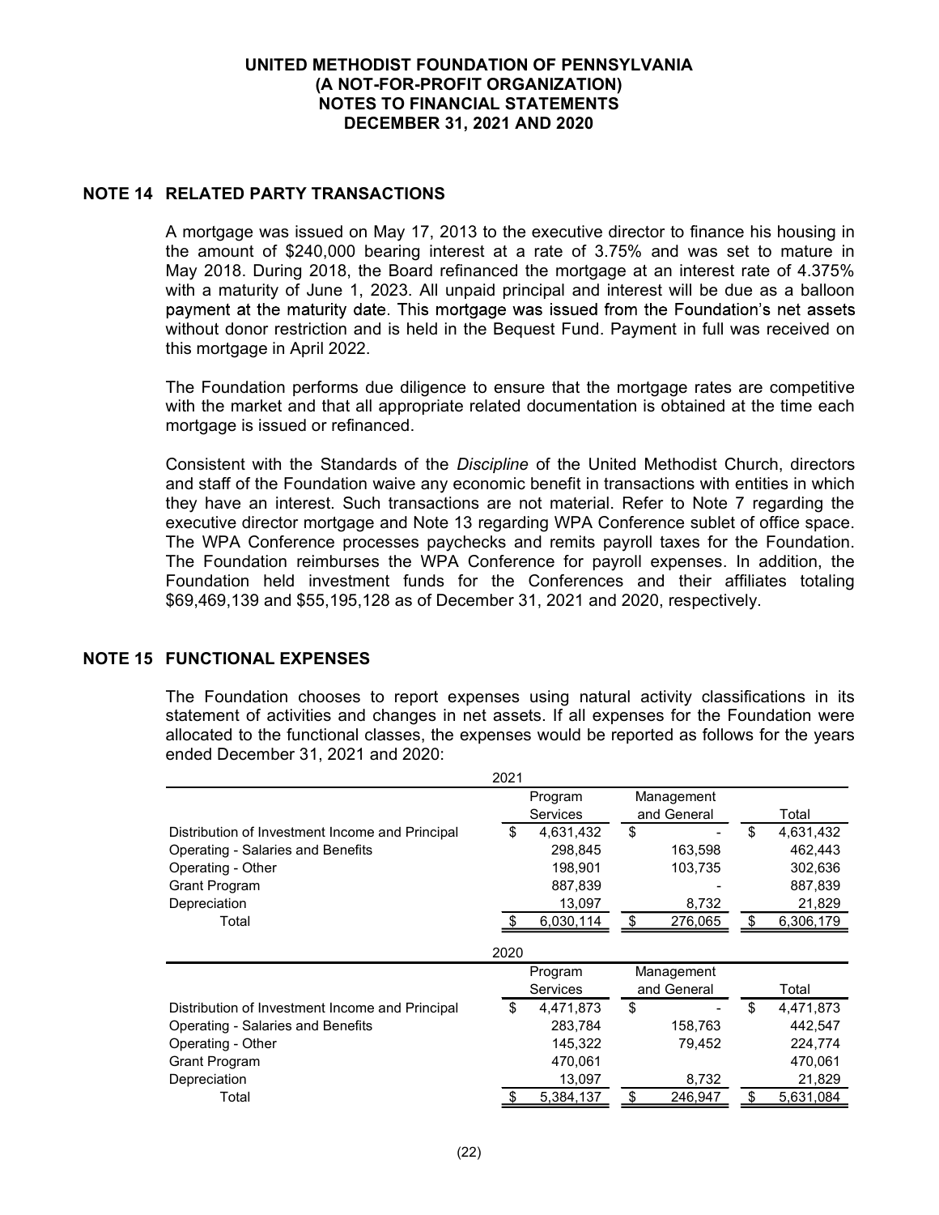## NOTE 14 RELATED PARTY TRANSACTIONS

A mortgage was issued on May 17, 2013 to the executive director to finance his housing in the amount of $240,000 bearing interest at a rate of 3.75% and was set to mature in May 2018. During 2018, the Board refinanced the mortgage at an interest rate of 4.375% with a maturity of June 1, 2023. All unpaid principal and interest will be due as a balloon payment at the maturity date. This mortgage was issued from the Foundation's net assets without donor restriction and is held in the Bequest Fund. Payment in full was received on this mortgage in April 2022.

The Foundation performs due diligence to ensure that the mortgage rates are competitive with the market and that all appropriate related documentation is obtained at the time each mortgage is issued or refinanced.

Consistent with the Standards of the *Discipline* of the United Methodist Church, directors and staff of the Foundation waive any economic benefit in transactions with entities in which they have an interest. Such transactions are not material. Refer to Note 7 regarding the executive director mortgage and Note 13 regarding WPA Conference sublet of office space. The WPA Conference processes paychecks and remits payroll taxes for the Foundation. The Foundation reimburses the WPA Conference for payroll expenses. In addition, the Foundation held investment funds for the Conferences and their affiliates totaling $69,469,139 and $55,195,128 as of December 31, 2021 and 2020, respectively.

## NOTE 15 FUNCTIONAL EXPENSES

The Foundation chooses to report expenses using natural activity classifications in its statement of activities and changes in net assets. If all expenses for the Foundation were allocated to the functional classes, the expenses would be reported as follows for the years ended December 31, 2021 and 2020:

**2021**

| | Program Services | Management and General | Total |
|---|---|---|---|
| Distribution of Investment Income and Principal | $ 4,631,432 | $ - | $ 4,631,432 |
| Operating - Salaries and Benefits | 298,845 | 163,598 | 462,443 |
| Operating - Other | 198,901 | 103,735 | 302,636 |
| Grant Program | 887,839 | - | 887,839 |
| Depreciation | 13,097 | 8,732 | 21,829 |
| Total | $ 6,030,114 | $ 276,065 | $ 6,306,179 |

**2020**

| | Program Services | Management and General | Total |
|---|---|---|---|
| Distribution of Investment Income and Principal | $ 4,471,873 | $ - | $ 4,471,873 |
| Operating - Salaries and Benefits | 283,784 | 158,763 | 442,547 |
| Operating - Other | 145,322 | 79,452 | 224,774 |
| Grant Program | 470,061 | | 470,061 |
| Depreciation | 13,097 | 8,732 | 21,829 |
| Total | $ 5,384,137 | $ 246,947 | $ 5,631,084 |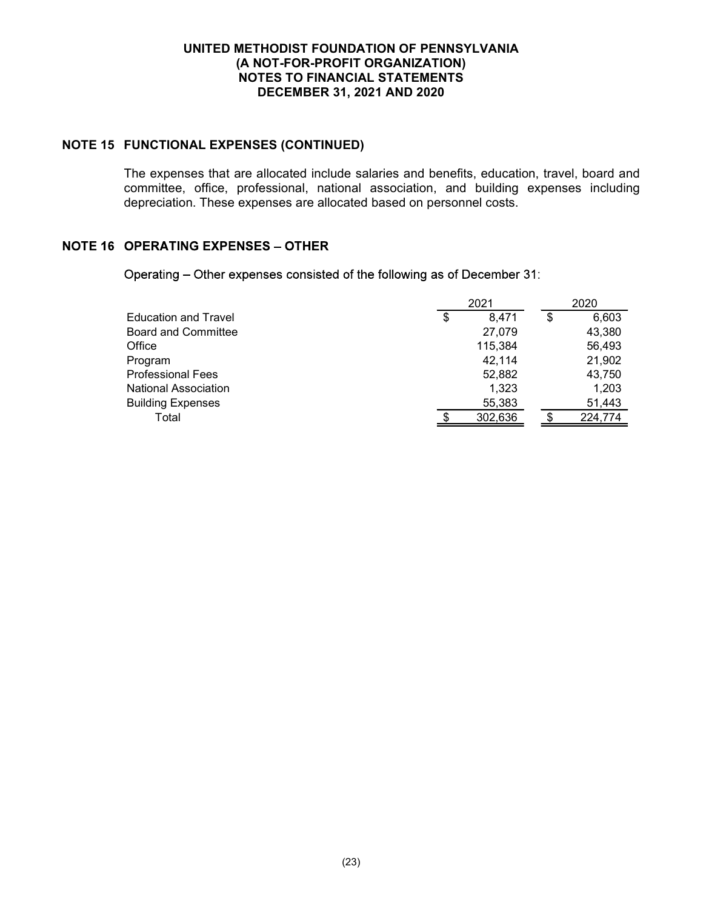**UNITED METHODIST FOUNDATION OF PENNSYLVANIA**
**(A NOT-FOR-PROFIT ORGANIZATION)**
**NOTES TO FINANCIAL STATEMENTS**
**DECEMBER 31, 2021 AND 2020**

## NOTE 15 FUNCTIONAL EXPENSES (CONTINUED)

The expenses that are allocated include salaries and benefits, education, travel, board and committee, office, professional, national association, and building expenses including depreciation. These expenses are allocated based on personnel costs.

## NOTE 16 OPERATING EXPENSES – OTHER

Operating – Other expenses consisted of the following as of December 31:

| | 2021 | 2020 |
|---|---|---|
| Education and Travel | $ 8,471 | $ 6,603 |
| Board and Committee | 27,079 | 43,380 |
| Office | 115,384 | 56,493 |
| Program | 42,114 | 21,902 |
| Professional Fees | 52,882 | 43,750 |
| National Association | 1,323 | 1,203 |
| Building Expenses | 55,383 | 51,443 |
| Total | $ 302,636 | $ 224,774 |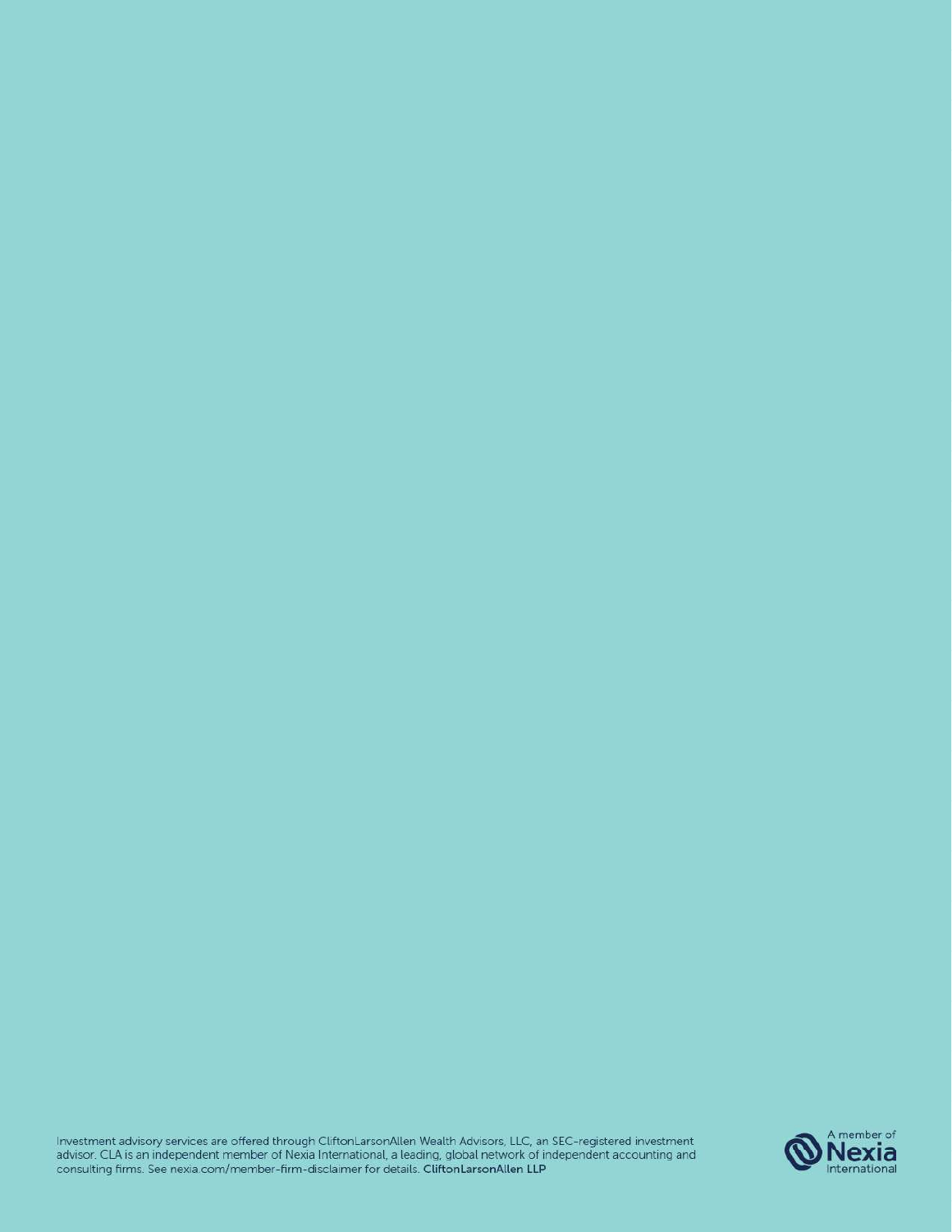Investment advisory services are offered through CliftonLarsonAllen Wealth Advisors, LLC, an SEC-registered investment advisor. CLA is an independent member of Nexia International, a leading, global network of independent accounting and consulting firms. See nexia.com/member-firm-disclaimer for details. **CliftonLarsonAllen LLP**

A member of Nexia International